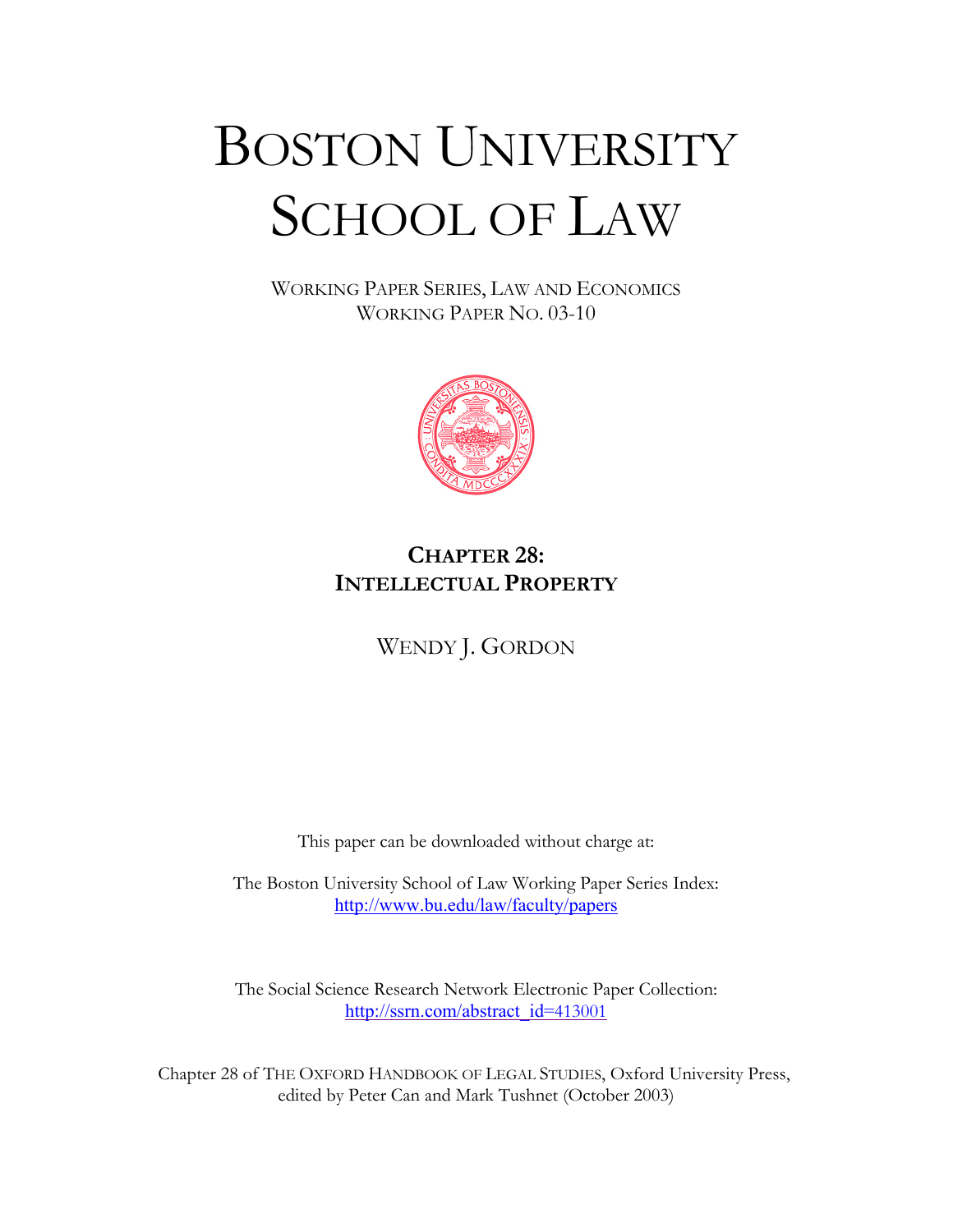# BOSTON UNIVERSITY SCHOOL OF LAW

WORKING PAPER SERIES, LAW AND ECONOMICS
WORKING PAPER NO. 03-10

## CHAPTER 28:
## INTELLECTUAL PROPERTY

WENDY J. GORDON

This paper can be downloaded without charge at:

The Boston University School of Law Working Paper Series Index:
http://www.bu.edu/law/faculty/papers

The Social Science Research Network Electronic Paper Collection:
http://ssrn.com/abstract_id=413001

Chapter 28 of THE OXFORD HANDBOOK OF LEGAL STUDIES, Oxford University Press, edited by Peter Can and Mark Tushnet (October 2003)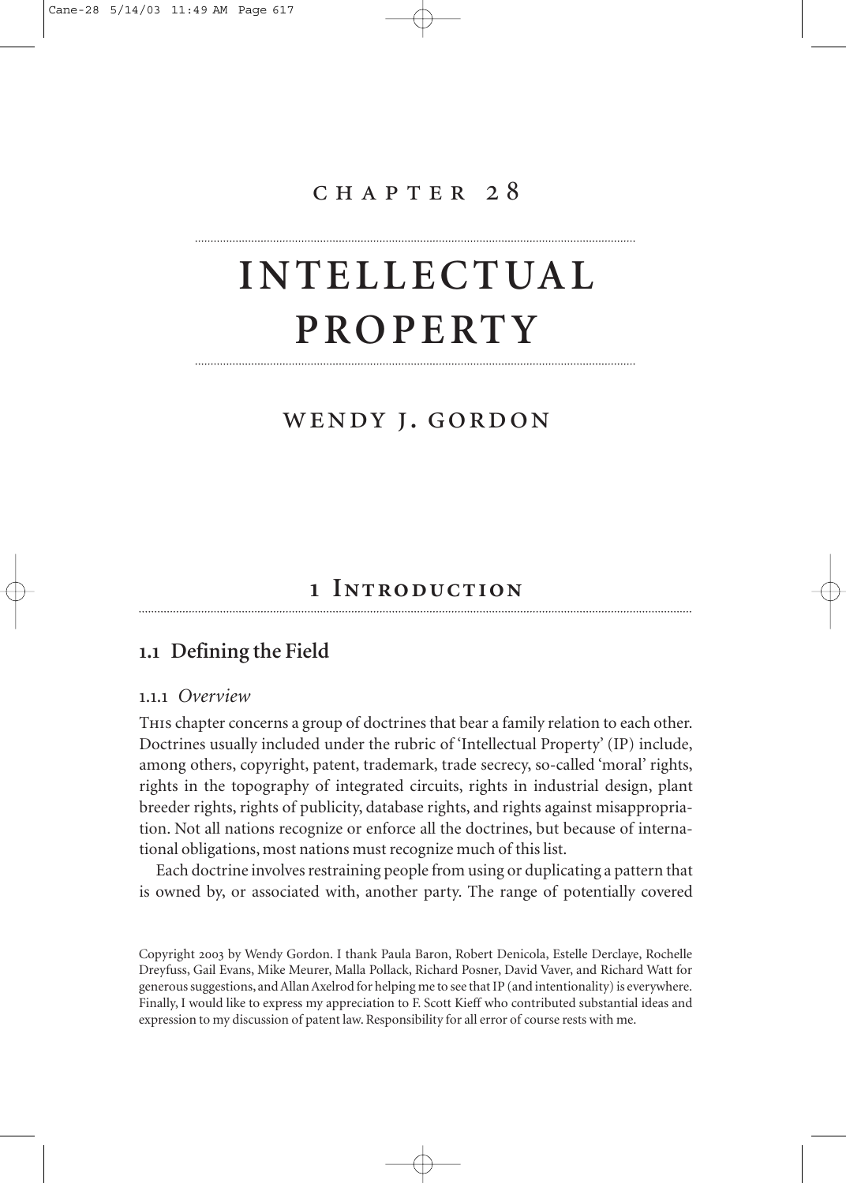# CHAPTER 28

# INTELLECTUAL PROPERTY

## WENDY J. GORDON

## 1 Introduction

### 1.1 Defining the Field

#### 1.1.1 *Overview*

This chapter concerns a group of doctrines that bear a family relation to each other. Doctrines usually included under the rubric of 'Intellectual Property' (IP) include, among others, copyright, patent, trademark, trade secrecy, so-called 'moral' rights, rights in the topography of integrated circuits, rights in industrial design, plant breeder rights, rights of publicity, database rights, and rights against misappropriation. Not all nations recognize or enforce all the doctrines, but because of international obligations, most nations must recognize much of this list.

Each doctrine involves restraining people from using or duplicating a pattern that is owned by, or associated with, another party. The range of potentially covered

Copyright 2003 by Wendy Gordon. I thank Paula Baron, Robert Denicola, Estelle Derclaye, Rochelle Dreyfuss, Gail Evans, Mike Meurer, Malla Pollack, Richard Posner, David Vaver, and Richard Watt for generous suggestions, and Allan Axelrod for helping me to see that IP (and intentionality) is everywhere. Finally, I would like to express my appreciation to F. Scott Kieff who contributed substantial ideas and expression to my discussion of patent law. Responsibility for all error of course rests with me.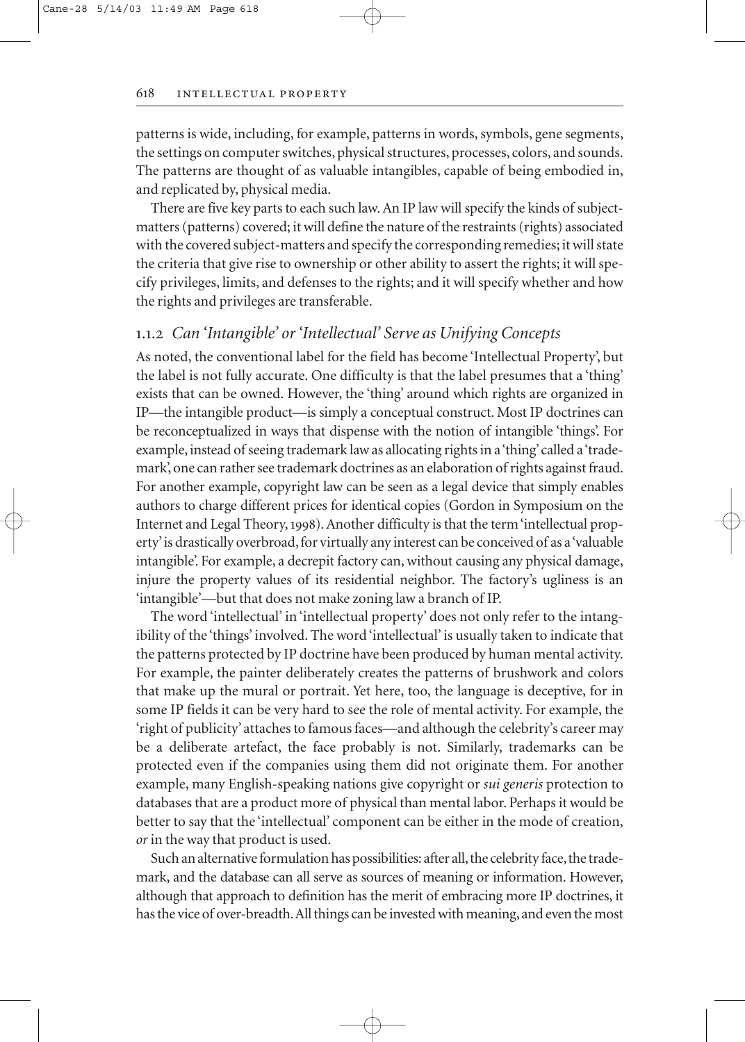patterns is wide, including, for example, patterns in words, symbols, gene segments, the settings on computer switches, physical structures, processes, colors, and sounds. The patterns are thought of as valuable intangibles, capable of being embodied in, and replicated by, physical media.

There are five key parts to each such law. An IP law will specify the kinds of subject-matters (patterns) covered; it will define the nature of the restraints (rights) associated with the covered subject-matters and specify the corresponding remedies; it will state the criteria that give rise to ownership or other ability to assert the rights; it will specify privileges, limits, and defenses to the rights; and it will specify whether and how the rights and privileges are transferable.

### 1.1.2 *Can 'Intangible' or 'Intellectual' Serve as Unifying Concepts*

As noted, the conventional label for the field has become 'Intellectual Property', but the label is not fully accurate. One difficulty is that the label presumes that a 'thing' exists that can be owned. However, the 'thing' around which rights are organized in IP—the intangible product—is simply a conceptual construct. Most IP doctrines can be reconceptualized in ways that dispense with the notion of intangible 'things'. For example, instead of seeing trademark law as allocating rights in a 'thing' called a 'trademark', one can rather see trademark doctrines as an elaboration of rights against fraud. For another example, copyright law can be seen as a legal device that simply enables authors to charge different prices for identical copies (Gordon in Symposium on the Internet and Legal Theory, 1998). Another difficulty is that the term 'intellectual property' is drastically overbroad, for virtually any interest can be conceived of as a 'valuable intangible'. For example, a decrepit factory can, without causing any physical damage, injure the property values of its residential neighbor. The factory's ugliness is an 'intangible'—but that does not make zoning law a branch of IP.

The word 'intellectual' in 'intellectual property' does not only refer to the intangibility of the 'things' involved. The word 'intellectual' is usually taken to indicate that the patterns protected by IP doctrine have been produced by human mental activity. For example, the painter deliberately creates the patterns of brushwork and colors that make up the mural or portrait. Yet here, too, the language is deceptive, for in some IP fields it can be very hard to see the role of mental activity. For example, the 'right of publicity' attaches to famous faces—and although the celebrity's career may be a deliberate artefact, the face probably is not. Similarly, trademarks can be protected even if the companies using them did not originate them. For another example, many English-speaking nations give copyright or *sui generis* protection to databases that are a product more of physical than mental labor. Perhaps it would be better to say that the 'intellectual' component can be either in the mode of creation, *or* in the way that product is used.

Such an alternative formulation has possibilities: after all, the celebrity face, the trademark, and the database can all serve as sources of meaning or information. However, although that approach to definition has the merit of embracing more IP doctrines, it has the vice of over-breadth. All things can be invested with meaning, and even the most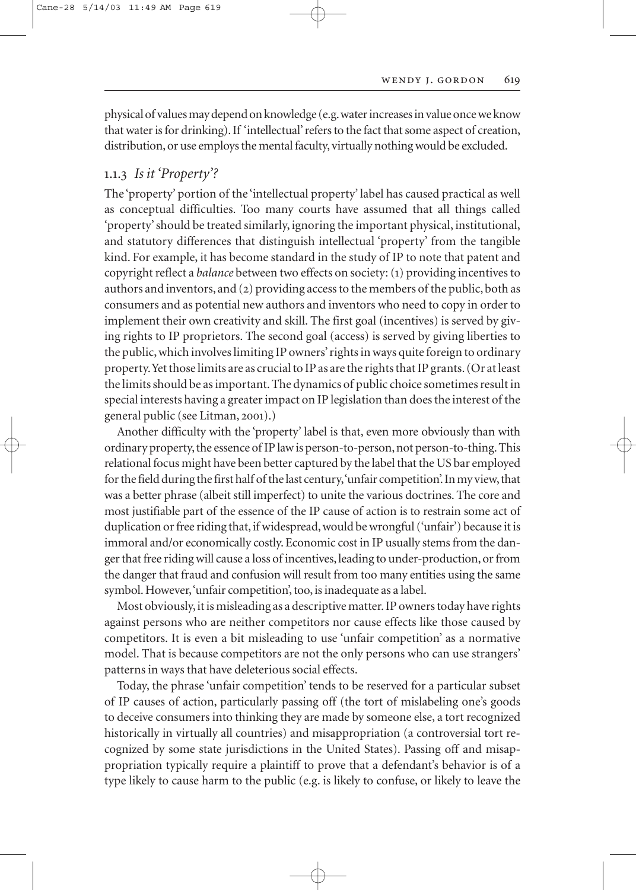physical of values may depend on knowledge (e.g. water increases in value once we know that water is for drinking). If 'intellectual' refers to the fact that some aspect of creation, distribution, or use employs the mental faculty, virtually nothing would be excluded.

### 1.1.3 *Is it 'Property'?*

The 'property' portion of the 'intellectual property' label has caused practical as well as conceptual difficulties. Too many courts have assumed that all things called 'property' should be treated similarly, ignoring the important physical, institutional, and statutory differences that distinguish intellectual 'property' from the tangible kind. For example, it has become standard in the study of IP to note that patent and copyright reflect a *balance* between two effects on society: (1) providing incentives to authors and inventors, and (2) providing access to the members of the public, both as consumers and as potential new authors and inventors who need to copy in order to implement their own creativity and skill. The first goal (incentives) is served by giving rights to IP proprietors. The second goal (access) is served by giving liberties to the public, which involves limiting IP owners' rights in ways quite foreign to ordinary property. Yet those limits are as crucial to IP as are the rights that IP grants. (Or at least the limits should be as important. The dynamics of public choice sometimes result in special interests having a greater impact on IP legislation than does the interest of the general public (see Litman, 2001).)

Another difficulty with the 'property' label is that, even more obviously than with ordinary property, the essence of IP law is person-to-person, not person-to-thing. This relational focus might have been better captured by the label that the US bar employed for the field during the first half of the last century, 'unfair competition'. In my view, that was a better phrase (albeit still imperfect) to unite the various doctrines. The core and most justifiable part of the essence of the IP cause of action is to restrain some act of duplication or free riding that, if widespread, would be wrongful ('unfair') because it is immoral and/or economically costly. Economic cost in IP usually stems from the danger that free riding will cause a loss of incentives, leading to under-production, or from the danger that fraud and confusion will result from too many entities using the same symbol. However, 'unfair competition', too, is inadequate as a label.

Most obviously, it is misleading as a descriptive matter. IP owners today have rights against persons who are neither competitors nor cause effects like those caused by competitors. It is even a bit misleading to use 'unfair competition' as a normative model. That is because competitors are not the only persons who can use strangers' patterns in ways that have deleterious social effects.

Today, the phrase 'unfair competition' tends to be reserved for a particular subset of IP causes of action, particularly passing off (the tort of mislabeling one's goods to deceive consumers into thinking they are made by someone else, a tort recognized historically in virtually all countries) and misappropriation (a controversial tort recognized by some state jurisdictions in the United States). Passing off and misappropriation typically require a plaintiff to prove that a defendant's behavior is of a type likely to cause harm to the public (e.g. is likely to confuse, or likely to leave the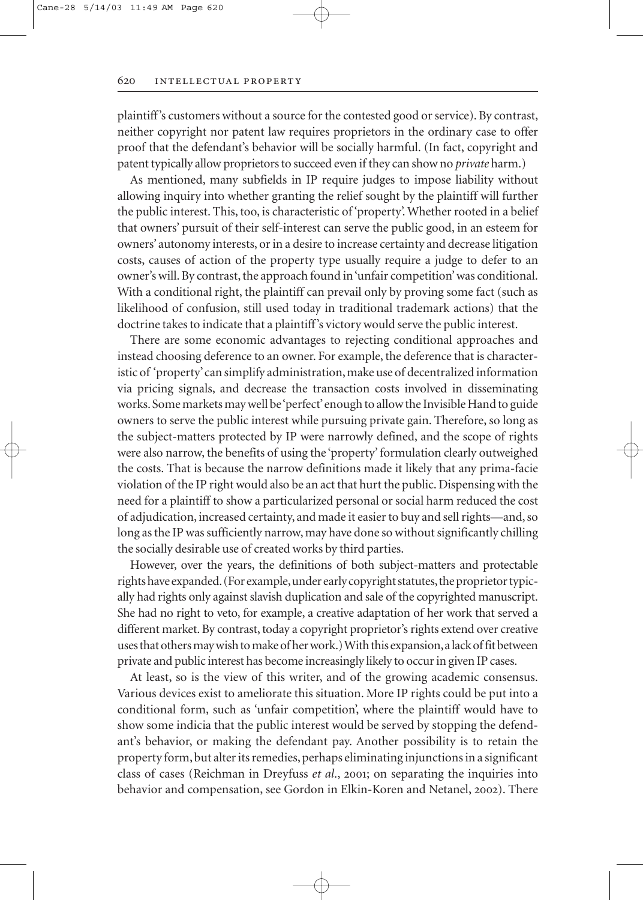plaintiff's customers without a source for the contested good or service). By contrast, neither copyright nor patent law requires proprietors in the ordinary case to offer proof that the defendant's behavior will be socially harmful. (In fact, copyright and patent typically allow proprietors to succeed even if they can show no *private* harm.)

As mentioned, many subfields in IP require judges to impose liability without allowing inquiry into whether granting the relief sought by the plaintiff will further the public interest. This, too, is characteristic of 'property'. Whether rooted in a belief that owners' pursuit of their self-interest can serve the public good, in an esteem for owners' autonomy interests, or in a desire to increase certainty and decrease litigation costs, causes of action of the property type usually require a judge to defer to an owner's will. By contrast, the approach found in 'unfair competition' was conditional. With a conditional right, the plaintiff can prevail only by proving some fact (such as likelihood of confusion, still used today in traditional trademark actions) that the doctrine takes to indicate that a plaintiff's victory would serve the public interest.

There are some economic advantages to rejecting conditional approaches and instead choosing deference to an owner. For example, the deference that is characteristic of 'property' can simplify administration, make use of decentralized information via pricing signals, and decrease the transaction costs involved in disseminating works. Some markets may well be 'perfect' enough to allow the Invisible Hand to guide owners to serve the public interest while pursuing private gain. Therefore, so long as the subject-matters protected by IP were narrowly defined, and the scope of rights were also narrow, the benefits of using the 'property' formulation clearly outweighed the costs. That is because the narrow definitions made it likely that any prima-facie violation of the IP right would also be an act that hurt the public. Dispensing with the need for a plaintiff to show a particularized personal or social harm reduced the cost of adjudication, increased certainty, and made it easier to buy and sell rights—and, so long as the IP was sufficiently narrow, may have done so without significantly chilling the socially desirable use of created works by third parties.

However, over the years, the definitions of both subject-matters and protectable rights have expanded. (For example, under early copyright statutes, the proprietor typically had rights only against slavish duplication and sale of the copyrighted manuscript. She had no right to veto, for example, a creative adaptation of her work that served a different market. By contrast, today a copyright proprietor's rights extend over creative uses that others may wish to make of her work.) With this expansion, a lack of fit between private and public interest has become increasingly likely to occur in given IP cases.

At least, so is the view of this writer, and of the growing academic consensus. Various devices exist to ameliorate this situation. More IP rights could be put into a conditional form, such as 'unfair competition', where the plaintiff would have to show some indicia that the public interest would be served by stopping the defendant's behavior, or making the defendant pay. Another possibility is to retain the property form, but alter its remedies, perhaps eliminating injunctions in a significant class of cases (Reichman in Dreyfuss *et al.*, 2001; on separating the inquiries into behavior and compensation, see Gordon in Elkin-Koren and Netanel, 2002). There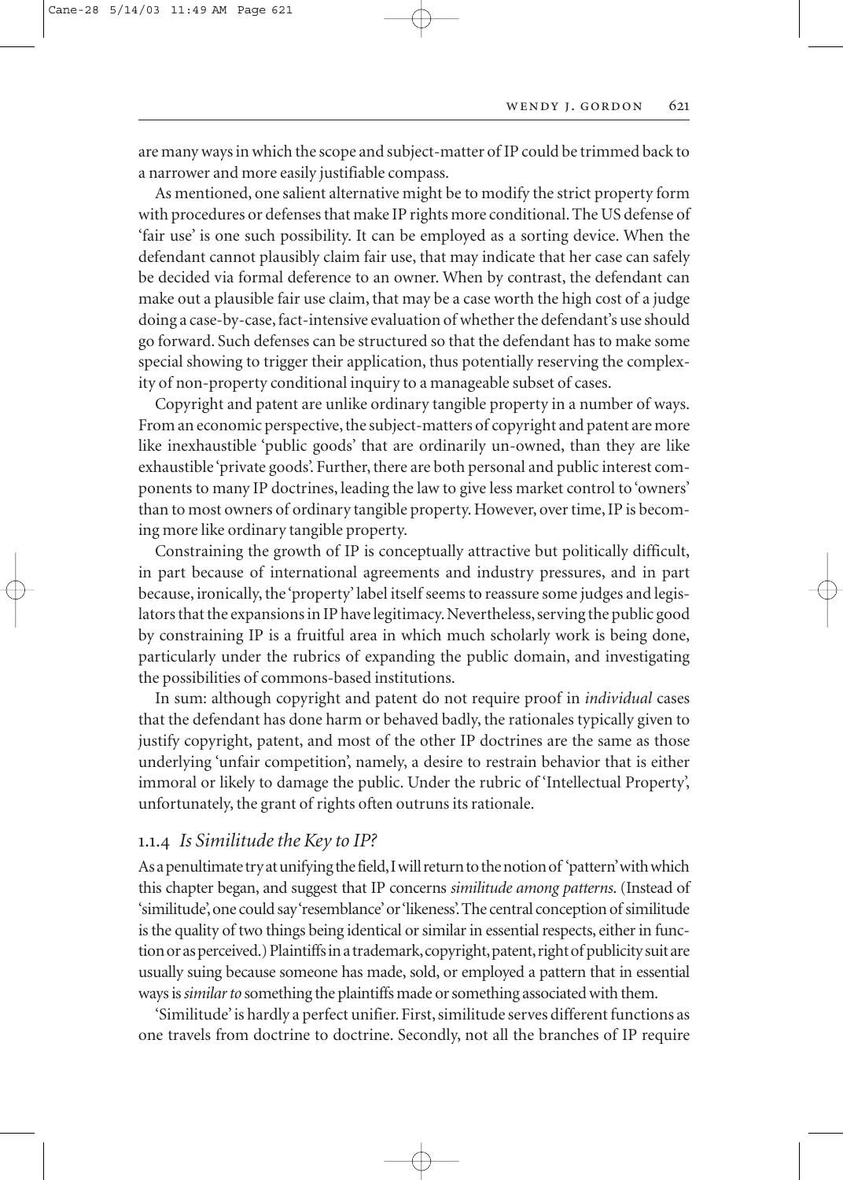are many ways in which the scope and subject-matter of IP could be trimmed back to a narrower and more easily justifiable compass.

As mentioned, one salient alternative might be to modify the strict property form with procedures or defenses that make IP rights more conditional. The US defense of 'fair use' is one such possibility. It can be employed as a sorting device. When the defendant cannot plausibly claim fair use, that may indicate that her case can safely be decided via formal deference to an owner. When by contrast, the defendant can make out a plausible fair use claim, that may be a case worth the high cost of a judge doing a case-by-case, fact-intensive evaluation of whether the defendant's use should go forward. Such defenses can be structured so that the defendant has to make some special showing to trigger their application, thus potentially reserving the complexity of non-property conditional inquiry to a manageable subset of cases.

Copyright and patent are unlike ordinary tangible property in a number of ways. From an economic perspective, the subject-matters of copyright and patent are more like inexhaustible 'public goods' that are ordinarily un-owned, than they are like exhaustible 'private goods'. Further, there are both personal and public interest components to many IP doctrines, leading the law to give less market control to 'owners' than to most owners of ordinary tangible property. However, over time, IP is becoming more like ordinary tangible property.

Constraining the growth of IP is conceptually attractive but politically difficult, in part because of international agreements and industry pressures, and in part because, ironically, the 'property' label itself seems to reassure some judges and legislators that the expansions in IP have legitimacy. Nevertheless, serving the public good by constraining IP is a fruitful area in which much scholarly work is being done, particularly under the rubrics of expanding the public domain, and investigating the possibilities of commons-based institutions.

In sum: although copyright and patent do not require proof in *individual* cases that the defendant has done harm or behaved badly, the rationales typically given to justify copyright, patent, and most of the other IP doctrines are the same as those underlying 'unfair competition', namely, a desire to restrain behavior that is either immoral or likely to damage the public. Under the rubric of 'Intellectual Property', unfortunately, the grant of rights often outruns its rationale.

### 1.1.4 *Is Similitude the Key to IP?*

As a penultimate try at unifying the field, I will return to the notion of 'pattern' with which this chapter began, and suggest that IP concerns *similitude among patterns*. (Instead of 'similitude', one could say 'resemblance' or 'likeness'. The central conception of similitude is the quality of two things being identical or similar in essential respects, either in function or as perceived.) Plaintiffs in a trademark, copyright, patent, right of publicity suit are usually suing because someone has made, sold, or employed a pattern that in essential ways is *similar to* something the plaintiffs made or something associated with them.

'Similitude' is hardly a perfect unifier. First, similitude serves different functions as one travels from doctrine to doctrine. Secondly, not all the branches of IP require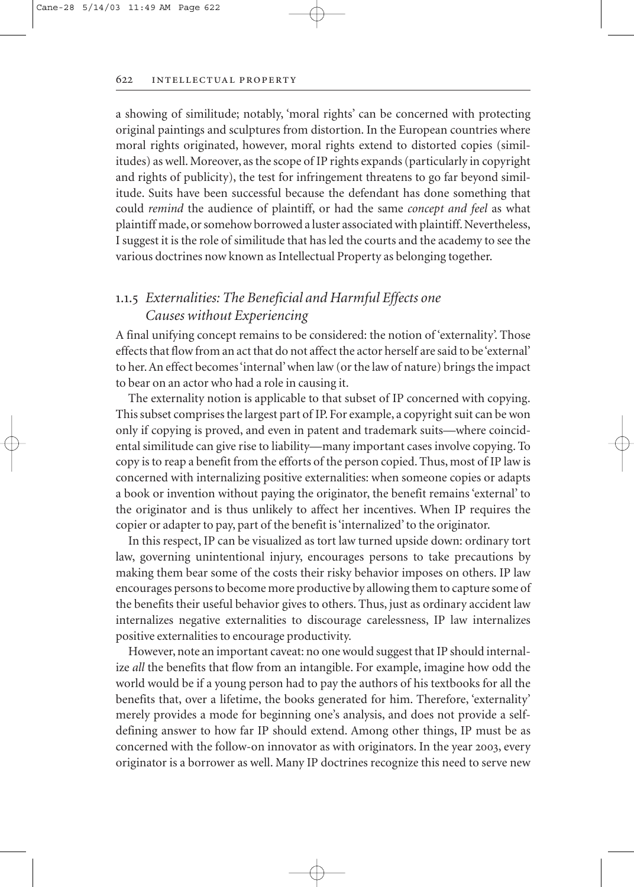a showing of similitude; notably, 'moral rights' can be concerned with protecting original paintings and sculptures from distortion. In the European countries where moral rights originated, however, moral rights extend to distorted copies (similitudes) as well. Moreover, as the scope of IP rights expands (particularly in copyright and rights of publicity), the test for infringement threatens to go far beyond similitude. Suits have been successful because the defendant has done something that could *remind* the audience of plaintiff, or had the same *concept and feel* as what plaintiff made, or somehow borrowed a luster associated with plaintiff. Nevertheless, I suggest it is the role of similitude that has led the courts and the academy to see the various doctrines now known as Intellectual Property as belonging together.

### 1.1.5 *Externalities: The Beneficial and Harmful Effects one Causes without Experiencing*

A final unifying concept remains to be considered: the notion of 'externality'. Those effects that flow from an act that do not affect the actor herself are said to be 'external' to her. An effect becomes 'internal' when law (or the law of nature) brings the impact to bear on an actor who had a role in causing it.

The externality notion is applicable to that subset of IP concerned with copying. This subset comprises the largest part of IP. For example, a copyright suit can be won only if copying is proved, and even in patent and trademark suits—where coincidental similitude can give rise to liability—many important cases involve copying. To copy is to reap a benefit from the efforts of the person copied. Thus, most of IP law is concerned with internalizing positive externalities: when someone copies or adapts a book or invention without paying the originator, the benefit remains 'external' to the originator and is thus unlikely to affect her incentives. When IP requires the copier or adapter to pay, part of the benefit is 'internalized' to the originator.

In this respect, IP can be visualized as tort law turned upside down: ordinary tort law, governing unintentional injury, encourages persons to take precautions by making them bear some of the costs their risky behavior imposes on others. IP law encourages persons to become more productive by allowing them to capture some of the benefits their useful behavior gives to others. Thus, just as ordinary accident law internalizes negative externalities to discourage carelessness, IP law internalizes positive externalities to encourage productivity.

However, note an important caveat: no one would suggest that IP should internalize *all* the benefits that flow from an intangible. For example, imagine how odd the world would be if a young person had to pay the authors of his textbooks for all the benefits that, over a lifetime, the books generated for him. Therefore, 'externality' merely provides a mode for beginning one's analysis, and does not provide a self-defining answer to how far IP should extend. Among other things, IP must be as concerned with the follow-on innovator as with originators. In the year 2003, every originator is a borrower as well. Many IP doctrines recognize this need to serve new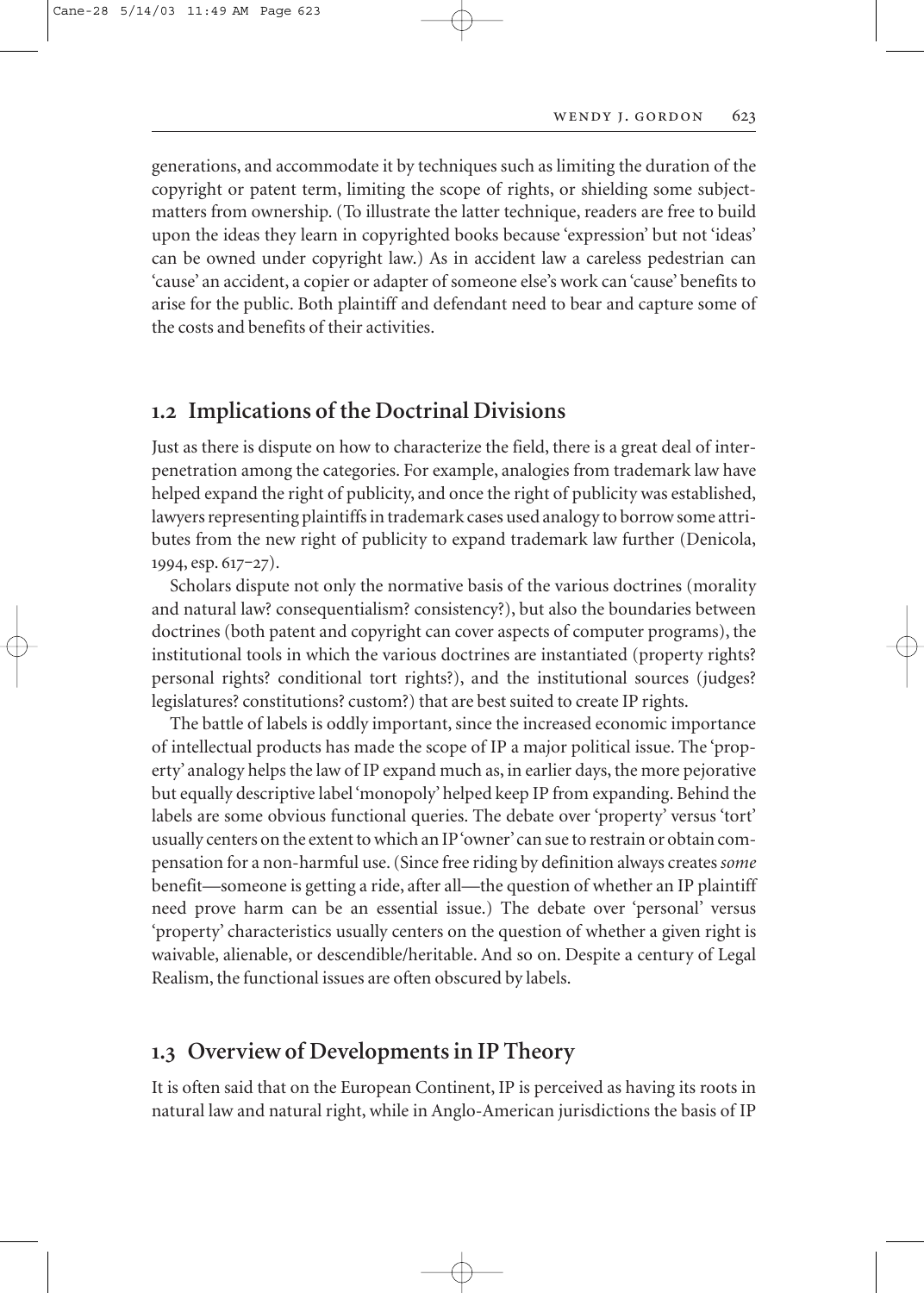generations, and accommodate it by techniques such as limiting the duration of the copyright or patent term, limiting the scope of rights, or shielding some subject-matters from ownership. (To illustrate the latter technique, readers are free to build upon the ideas they learn in copyrighted books because 'expression' but not 'ideas' can be owned under copyright law.) As in accident law a careless pedestrian can 'cause' an accident, a copier or adapter of someone else's work can 'cause' benefits to arise for the public. Both plaintiff and defendant need to bear and capture some of the costs and benefits of their activities.

## 1.2 Implications of the Doctrinal Divisions

Just as there is dispute on how to characterize the field, there is a great deal of interpenetration among the categories. For example, analogies from trademark law have helped expand the right of publicity, and once the right of publicity was established, lawyers representing plaintiffs in trademark cases used analogy to borrow some attributes from the new right of publicity to expand trademark law further (Denicola, 1994, esp. 617–27).

Scholars dispute not only the normative basis of the various doctrines (morality and natural law? consequentialism? consistency?), but also the boundaries between doctrines (both patent and copyright can cover aspects of computer programs), the institutional tools in which the various doctrines are instantiated (property rights? personal rights? conditional tort rights?), and the institutional sources (judges? legislatures? constitutions? custom?) that are best suited to create IP rights.

The battle of labels is oddly important, since the increased economic importance of intellectual products has made the scope of IP a major political issue. The 'property' analogy helps the law of IP expand much as, in earlier days, the more pejorative but equally descriptive label 'monopoly' helped keep IP from expanding. Behind the labels are some obvious functional queries. The debate over 'property' versus 'tort' usually centers on the extent to which an IP 'owner' can sue to restrain or obtain compensation for a non-harmful use. (Since free riding by definition always creates *some* benefit—someone is getting a ride, after all—the question of whether an IP plaintiff need prove harm can be an essential issue.) The debate over 'personal' versus 'property' characteristics usually centers on the question of whether a given right is waivable, alienable, or descendible/heritable. And so on. Despite a century of Legal Realism, the functional issues are often obscured by labels.

## 1.3 Overview of Developments in IP Theory

It is often said that on the European Continent, IP is perceived as having its roots in natural law and natural right, while in Anglo-American jurisdictions the basis of IP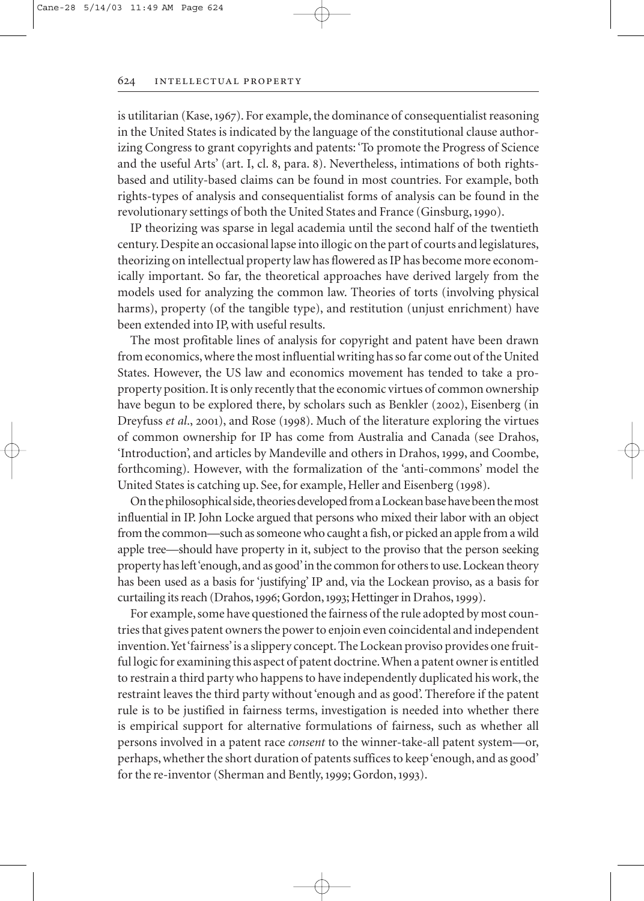is utilitarian (Kase, 1967). For example, the dominance of consequentialist reasoning in the United States is indicated by the language of the constitutional clause authorizing Congress to grant copyrights and patents: 'To promote the Progress of Science and the useful Arts' (art. I, cl. 8, para. 8). Nevertheless, intimations of both rights-based and utility-based claims can be found in most countries. For example, both rights-types of analysis and consequentialist forms of analysis can be found in the revolutionary settings of both the United States and France (Ginsburg, 1990).

IP theorizing was sparse in legal academia until the second half of the twentieth century. Despite an occasional lapse into illogic on the part of courts and legislatures, theorizing on intellectual property law has flowered as IP has become more economically important. So far, the theoretical approaches have derived largely from the models used for analyzing the common law. Theories of torts (involving physical harms), property (of the tangible type), and restitution (unjust enrichment) have been extended into IP, with useful results.

The most profitable lines of analysis for copyright and patent have been drawn from economics, where the most influential writing has so far come out of the United States. However, the US law and economics movement has tended to take a pro-property position. It is only recently that the economic virtues of common ownership have begun to be explored there, by scholars such as Benkler (2002), Eisenberg (in Dreyfuss *et al.*, 2001), and Rose (1998). Much of the literature exploring the virtues of common ownership for IP has come from Australia and Canada (see Drahos, 'Introduction', and articles by Mandeville and others in Drahos, 1999, and Coombe, forthcoming). However, with the formalization of the 'anti-commons' model the United States is catching up. See, for example, Heller and Eisenberg (1998).

On the philosophical side, theories developed from a Lockean base have been the most influential in IP. John Locke argued that persons who mixed their labor with an object from the common—such as someone who caught a fish, or picked an apple from a wild apple tree—should have property in it, subject to the proviso that the person seeking property has left 'enough, and as good' in the common for others to use. Lockean theory has been used as a basis for 'justifying' IP and, via the Lockean proviso, as a basis for curtailing its reach (Drahos, 1996; Gordon, 1993; Hettinger in Drahos, 1999).

For example, some have questioned the fairness of the rule adopted by most countries that gives patent owners the power to enjoin even coincidental and independent invention. Yet 'fairness' is a slippery concept. The Lockean proviso provides one fruitful logic for examining this aspect of patent doctrine. When a patent owner is entitled to restrain a third party who happens to have independently duplicated his work, the restraint leaves the third party without 'enough and as good'. Therefore if the patent rule is to be justified in fairness terms, investigation is needed into whether there is empirical support for alternative formulations of fairness, such as whether all persons involved in a patent race *consent* to the winner-take-all patent system—or, perhaps, whether the short duration of patents suffices to keep 'enough, and as good' for the re-inventor (Sherman and Bently, 1999; Gordon, 1993).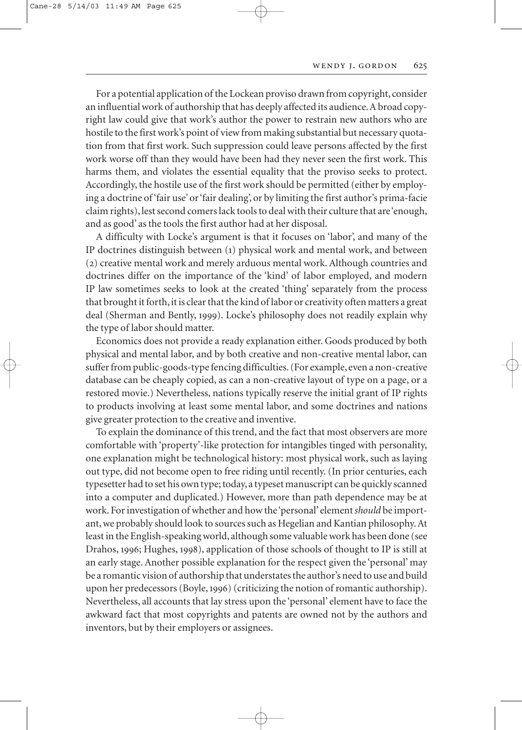For a potential application of the Lockean proviso drawn from copyright, consider an influential work of authorship that has deeply affected its audience. A broad copyright law could give that work's author the power to restrain new authors who are hostile to the first work's point of view from making substantial but necessary quotation from that first work. Such suppression could leave persons affected by the first work worse off than they would have been had they never seen the first work. This harms them, and violates the essential equality that the proviso seeks to protect. Accordingly, the hostile use of the first work should be permitted (either by employing a doctrine of 'fair use' or 'fair dealing', or by limiting the first author's prima-facie claim rights), lest second comers lack tools to deal with their culture that are 'enough, and as good' as the tools the first author had at her disposal.

A difficulty with Locke's argument is that it focuses on 'labor', and many of the IP doctrines distinguish between (1) physical work and mental work, and between (2) creative mental work and merely arduous mental work. Although countries and doctrines differ on the importance of the 'kind' of labor employed, and modern IP law sometimes seeks to look at the created 'thing' separately from the process that brought it forth, it is clear that the kind of labor or creativity often matters a great deal (Sherman and Bently, 1999). Locke's philosophy does not readily explain why the type of labor should matter.

Economics does not provide a ready explanation either. Goods produced by both physical and mental labor, and by both creative and non-creative mental labor, can suffer from public-goods-type fencing difficulties. (For example, even a non-creative database can be cheaply copied, as can a non-creative layout of type on a page, or a restored movie.) Nevertheless, nations typically reserve the initial grant of IP rights to products involving at least some mental labor, and some doctrines and nations give greater protection to the creative and inventive.

To explain the dominance of this trend, and the fact that most observers are more comfortable with 'property'-like protection for intangibles tinged with personality, one explanation might be technological history: most physical work, such as laying out type, did not become open to free riding until recently. (In prior centuries, each typesetter had to set his own type; today, a typeset manuscript can be quickly scanned into a computer and duplicated.) However, more than path dependence may be at work. For investigation of whether and how the 'personal' element *should* be important, we probably should look to sources such as Hegelian and Kantian philosophy. At least in the English-speaking world, although some valuable work has been done (see Drahos, 1996; Hughes, 1998), application of those schools of thought to IP is still at an early stage. Another possible explanation for the respect given the 'personal' may be a romantic vision of authorship that understates the author's need to use and build upon her predecessors (Boyle, 1996) (criticizing the notion of romantic authorship). Nevertheless, all accounts that lay stress upon the 'personal' element have to face the awkward fact that most copyrights and patents are owned not by the authors and inventors, but by their employers or assignees.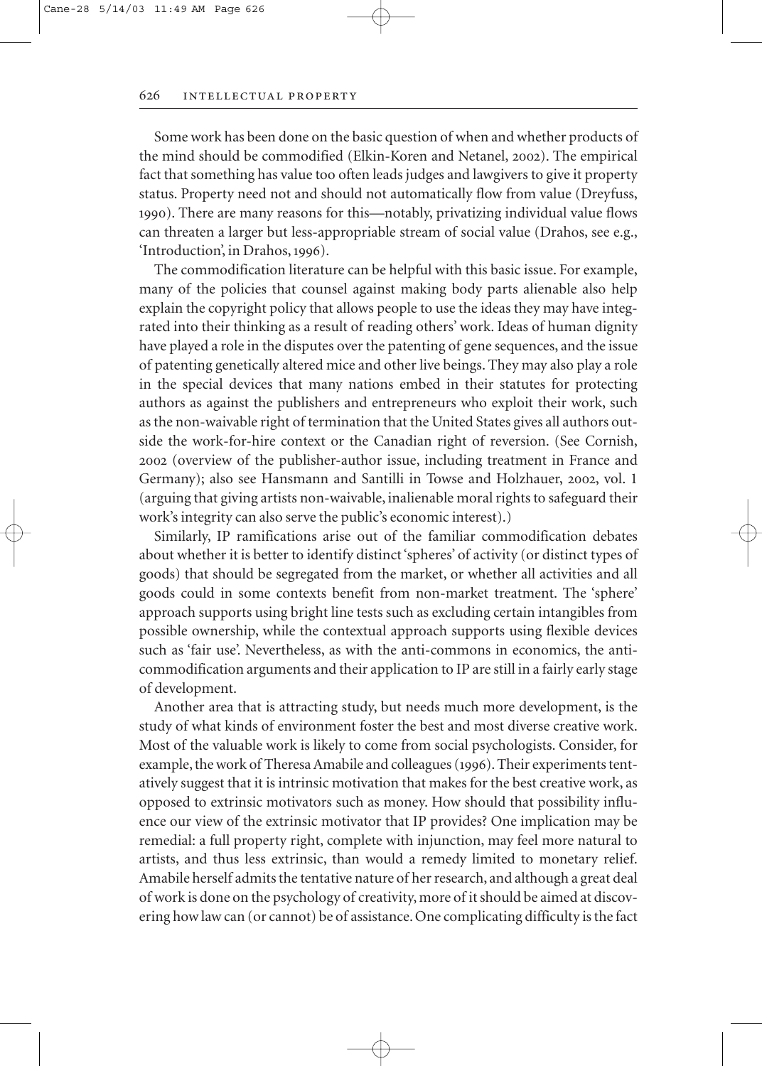Some work has been done on the basic question of when and whether products of the mind should be commodified (Elkin-Koren and Netanel, 2002). The empirical fact that something has value too often leads judges and lawgivers to give it property status. Property need not and should not automatically flow from value (Dreyfuss, 1990). There are many reasons for this—notably, privatizing individual value flows can threaten a larger but less-appropriable stream of social value (Drahos, see e.g., 'Introduction', in Drahos, 1996).

The commodification literature can be helpful with this basic issue. For example, many of the policies that counsel against making body parts alienable also help explain the copyright policy that allows people to use the ideas they may have integrated into their thinking as a result of reading others' work. Ideas of human dignity have played a role in the disputes over the patenting of gene sequences, and the issue of patenting genetically altered mice and other live beings. They may also play a role in the special devices that many nations embed in their statutes for protecting authors as against the publishers and entrepreneurs who exploit their work, such as the non-waivable right of termination that the United States gives all authors outside the work-for-hire context or the Canadian right of reversion. (See Cornish, 2002 (overview of the publisher-author issue, including treatment in France and Germany); also see Hansmann and Santilli in Towse and Holzhauer, 2002, vol. 1 (arguing that giving artists non-waivable, inalienable moral rights to safeguard their work's integrity can also serve the public's economic interest).)

Similarly, IP ramifications arise out of the familiar commodification debates about whether it is better to identify distinct 'spheres' of activity (or distinct types of goods) that should be segregated from the market, or whether all activities and all goods could in some contexts benefit from non-market treatment. The 'sphere' approach supports using bright line tests such as excluding certain intangibles from possible ownership, while the contextual approach supports using flexible devices such as 'fair use'. Nevertheless, as with the anti-commons in economics, the anti-commodification arguments and their application to IP are still in a fairly early stage of development.

Another area that is attracting study, but needs much more development, is the study of what kinds of environment foster the best and most diverse creative work. Most of the valuable work is likely to come from social psychologists. Consider, for example, the work of Theresa Amabile and colleagues (1996). Their experiments tentatively suggest that it is intrinsic motivation that makes for the best creative work, as opposed to extrinsic motivators such as money. How should that possibility influence our view of the extrinsic motivator that IP provides? One implication may be remedial: a full property right, complete with injunction, may feel more natural to artists, and thus less extrinsic, than would a remedy limited to monetary relief. Amabile herself admits the tentative nature of her research, and although a great deal of work is done on the psychology of creativity, more of it should be aimed at discovering how law can (or cannot) be of assistance. One complicating difficulty is the fact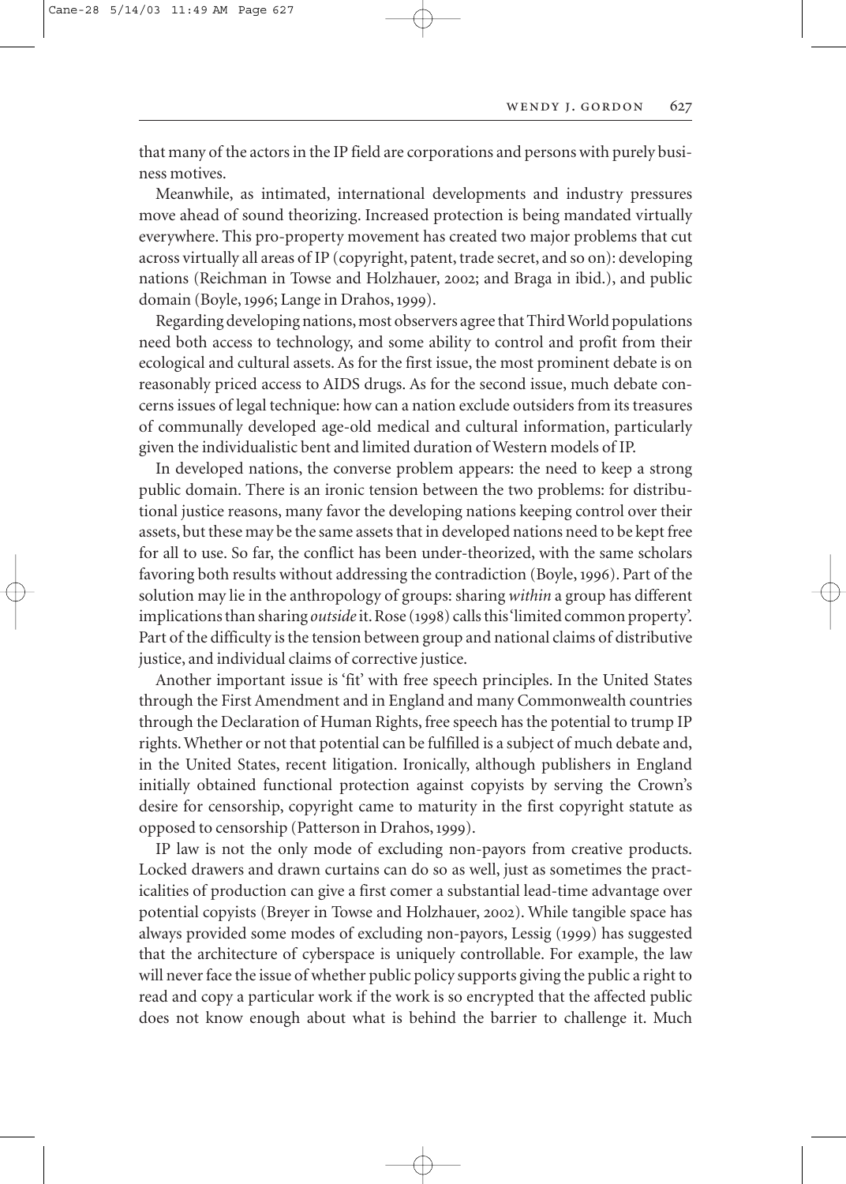that many of the actors in the IP field are corporations and persons with purely business motives.

Meanwhile, as intimated, international developments and industry pressures move ahead of sound theorizing. Increased protection is being mandated virtually everywhere. This pro-property movement has created two major problems that cut across virtually all areas of IP (copyright, patent, trade secret, and so on): developing nations (Reichman in Towse and Holzhauer, 2002; and Braga in ibid.), and public domain (Boyle, 1996; Lange in Drahos, 1999).

Regarding developing nations, most observers agree that Third World populations need both access to technology, and some ability to control and profit from their ecological and cultural assets. As for the first issue, the most prominent debate is on reasonably priced access to AIDS drugs. As for the second issue, much debate concerns issues of legal technique: how can a nation exclude outsiders from its treasures of communally developed age-old medical and cultural information, particularly given the individualistic bent and limited duration of Western models of IP.

In developed nations, the converse problem appears: the need to keep a strong public domain. There is an ironic tension between the two problems: for distributional justice reasons, many favor the developing nations keeping control over their assets, but these may be the same assets that in developed nations need to be kept free for all to use. So far, the conflict has been under-theorized, with the same scholars favoring both results without addressing the contradiction (Boyle, 1996). Part of the solution may lie in the anthropology of groups: sharing *within* a group has different implications than sharing *outside* it. Rose (1998) calls this 'limited common property'. Part of the difficulty is the tension between group and national claims of distributive justice, and individual claims of corrective justice.

Another important issue is 'fit' with free speech principles. In the United States through the First Amendment and in England and many Commonwealth countries through the Declaration of Human Rights, free speech has the potential to trump IP rights. Whether or not that potential can be fulfilled is a subject of much debate and, in the United States, recent litigation. Ironically, although publishers in England initially obtained functional protection against copyists by serving the Crown's desire for censorship, copyright came to maturity in the first copyright statute as opposed to censorship (Patterson in Drahos, 1999).

IP law is not the only mode of excluding non-payors from creative products. Locked drawers and drawn curtains can do so as well, just as sometimes the practicalities of production can give a first comer a substantial lead-time advantage over potential copyists (Breyer in Towse and Holzhauer, 2002). While tangible space has always provided some modes of excluding non-payors, Lessig (1999) has suggested that the architecture of cyberspace is uniquely controllable. For example, the law will never face the issue of whether public policy supports giving the public a right to read and copy a particular work if the work is so encrypted that the affected public does not know enough about what is behind the barrier to challenge it. Much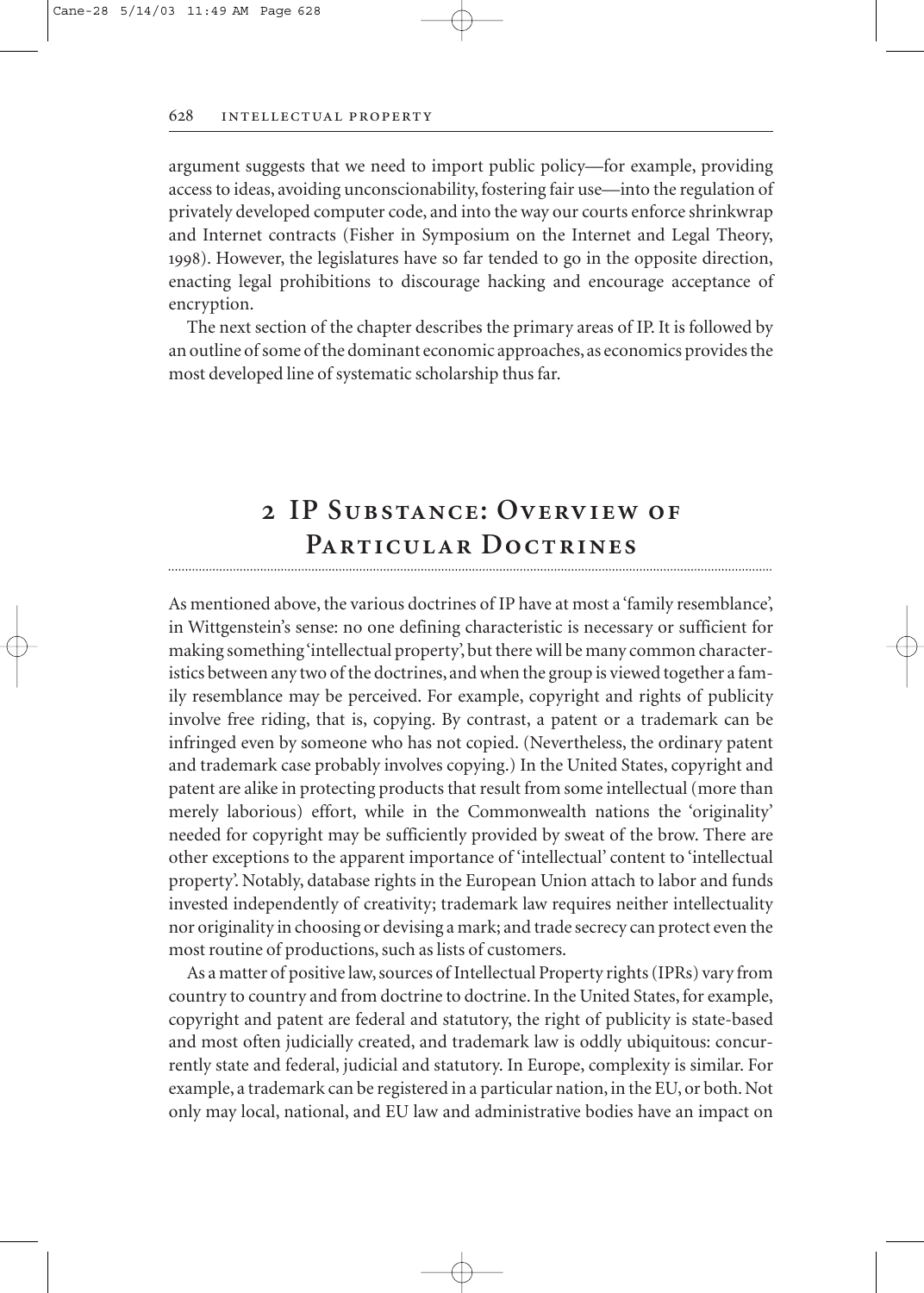argument suggests that we need to import public policy—for example, providing access to ideas, avoiding unconscionability, fostering fair use—into the regulation of privately developed computer code, and into the way our courts enforce shrinkwrap and Internet contracts (Fisher in Symposium on the Internet and Legal Theory, 1998). However, the legislatures have so far tended to go in the opposite direction, enacting legal prohibitions to discourage hacking and encourage acceptance of encryption.

The next section of the chapter describes the primary areas of IP. It is followed by an outline of some of the dominant economic approaches, as economics provides the most developed line of systematic scholarship thus far.

## 2 IP Substance: Overview of Particular Doctrines

As mentioned above, the various doctrines of IP have at most a 'family resemblance', in Wittgenstein's sense: no one defining characteristic is necessary or sufficient for making something 'intellectual property', but there will be many common characteristics between any two of the doctrines, and when the group is viewed together a family resemblance may be perceived. For example, copyright and rights of publicity involve free riding, that is, copying. By contrast, a patent or a trademark can be infringed even by someone who has not copied. (Nevertheless, the ordinary patent and trademark case probably involves copying.) In the United States, copyright and patent are alike in protecting products that result from some intellectual (more than merely laborious) effort, while in the Commonwealth nations the 'originality' needed for copyright may be sufficiently provided by sweat of the brow. There are other exceptions to the apparent importance of 'intellectual' content to 'intellectual property'. Notably, database rights in the European Union attach to labor and funds invested independently of creativity; trademark law requires neither intellectuality nor originality in choosing or devising a mark; and trade secrecy can protect even the most routine of productions, such as lists of customers.

As a matter of positive law, sources of Intellectual Property rights (IPRs) vary from country to country and from doctrine to doctrine. In the United States, for example, copyright and patent are federal and statutory, the right of publicity is state-based and most often judicially created, and trademark law is oddly ubiquitous: concurrently state and federal, judicial and statutory. In Europe, complexity is similar. For example, a trademark can be registered in a particular nation, in the EU, or both. Not only may local, national, and EU law and administrative bodies have an impact on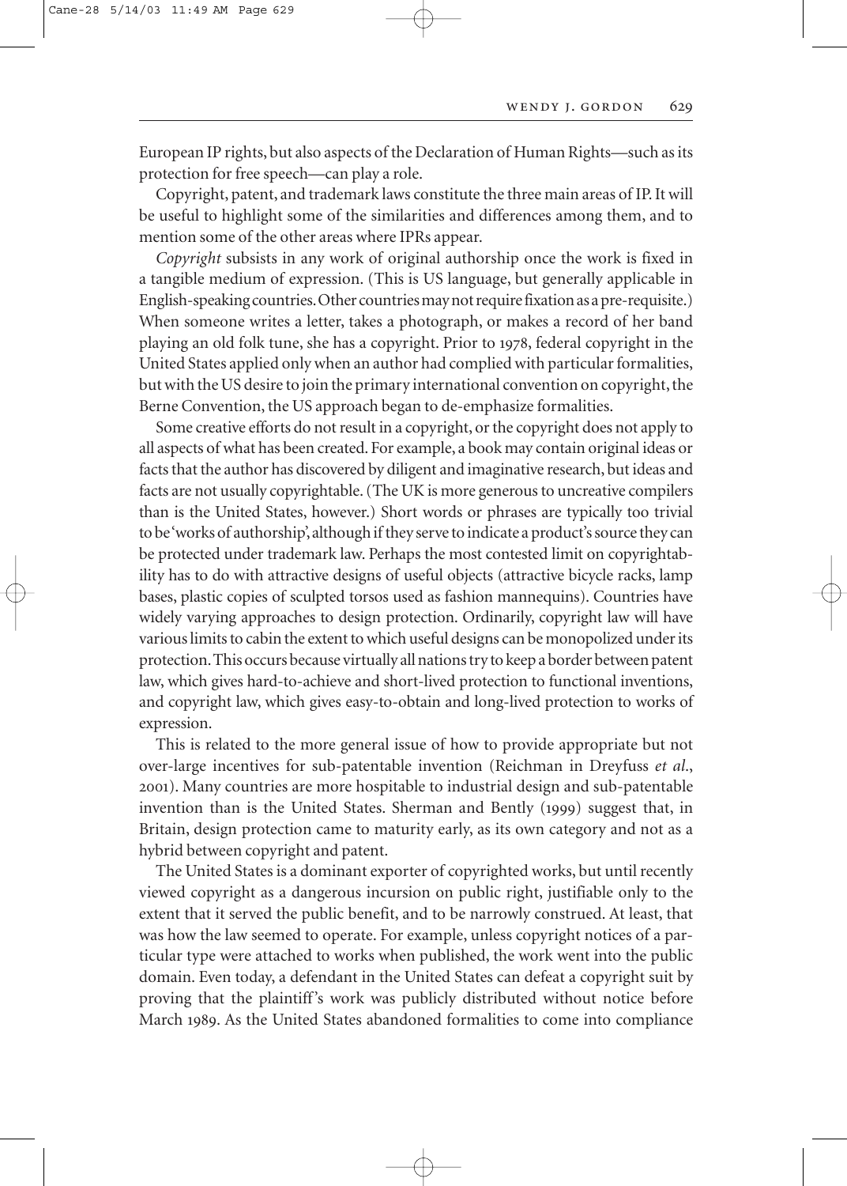European IP rights, but also aspects of the Declaration of Human Rights—such as its protection for free speech—can play a role.

Copyright, patent, and trademark laws constitute the three main areas of IP. It will be useful to highlight some of the similarities and differences among them, and to mention some of the other areas where IPRs appear.

*Copyright* subsists in any work of original authorship once the work is fixed in a tangible medium of expression. (This is US language, but generally applicable in English-speaking countries. Other countries may not require fixation as a pre-requisite.) When someone writes a letter, takes a photograph, or makes a record of her band playing an old folk tune, she has a copyright. Prior to 1978, federal copyright in the United States applied only when an author had complied with particular formalities, but with the US desire to join the primary international convention on copyright, the Berne Convention, the US approach began to de-emphasize formalities.

Some creative efforts do not result in a copyright, or the copyright does not apply to all aspects of what has been created. For example, a book may contain original ideas or facts that the author has discovered by diligent and imaginative research, but ideas and facts are not usually copyrightable. (The UK is more generous to uncreative compilers than is the United States, however.) Short words or phrases are typically too trivial to be 'works of authorship', although if they serve to indicate a product's source they can be protected under trademark law. Perhaps the most contested limit on copyrightability has to do with attractive designs of useful objects (attractive bicycle racks, lamp bases, plastic copies of sculpted torsos used as fashion mannequins). Countries have widely varying approaches to design protection. Ordinarily, copyright law will have various limits to cabin the extent to which useful designs can be monopolized under its protection. This occurs because virtually all nations try to keep a border between patent law, which gives hard-to-achieve and short-lived protection to functional inventions, and copyright law, which gives easy-to-obtain and long-lived protection to works of expression.

This is related to the more general issue of how to provide appropriate but not over-large incentives for sub-patentable invention (Reichman in Dreyfuss *et al.*, 2001). Many countries are more hospitable to industrial design and sub-patentable invention than is the United States. Sherman and Bently (1999) suggest that, in Britain, design protection came to maturity early, as its own category and not as a hybrid between copyright and patent.

The United States is a dominant exporter of copyrighted works, but until recently viewed copyright as a dangerous incursion on public right, justifiable only to the extent that it served the public benefit, and to be narrowly construed. At least, that was how the law seemed to operate. For example, unless copyright notices of a particular type were attached to works when published, the work went into the public domain. Even today, a defendant in the United States can defeat a copyright suit by proving that the plaintiff's work was publicly distributed without notice before March 1989. As the United States abandoned formalities to come into compliance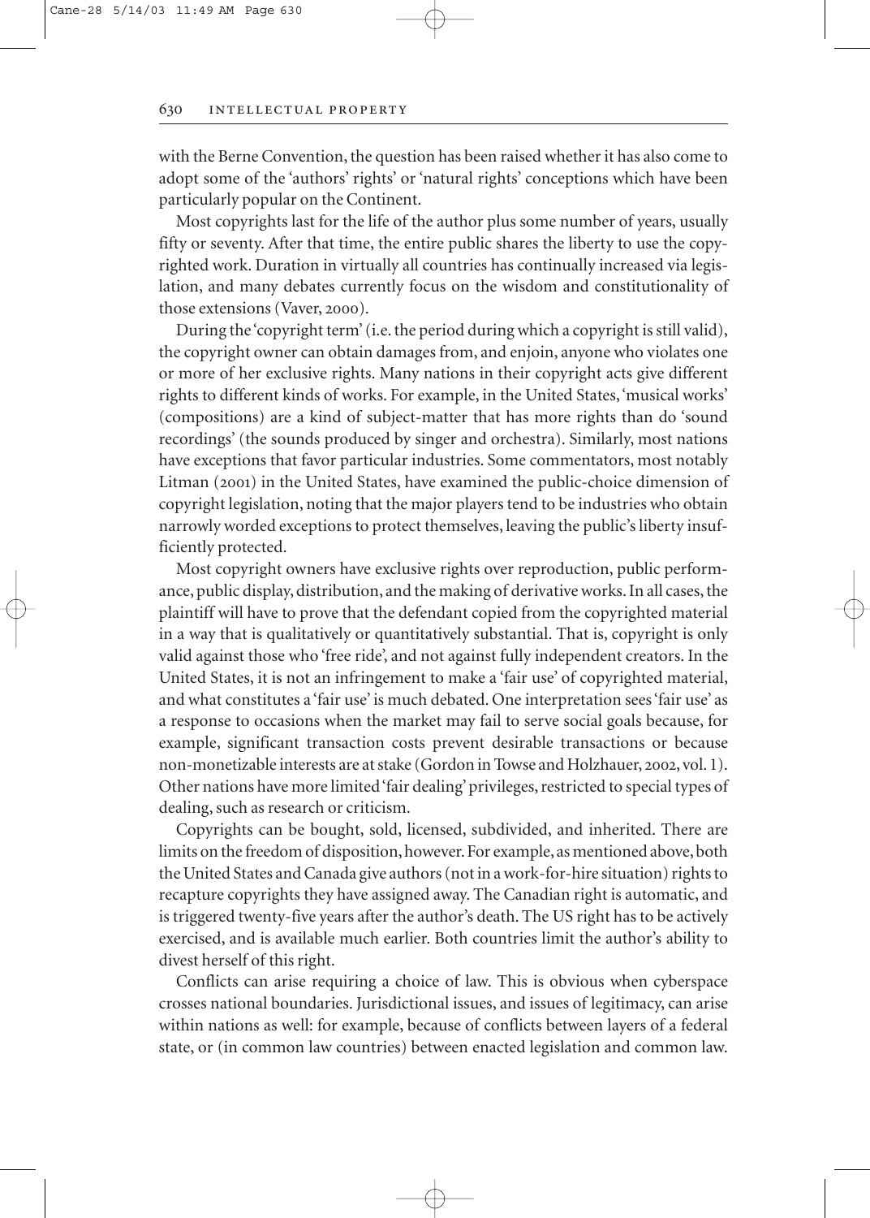with the Berne Convention, the question has been raised whether it has also come to adopt some of the 'authors' rights' or 'natural rights' conceptions which have been particularly popular on the Continent.

Most copyrights last for the life of the author plus some number of years, usually fifty or seventy. After that time, the entire public shares the liberty to use the copyrighted work. Duration in virtually all countries has continually increased via legislation, and many debates currently focus on the wisdom and constitutionality of those extensions (Vaver, 2000).

During the 'copyright term' (i.e. the period during which a copyright is still valid), the copyright owner can obtain damages from, and enjoin, anyone who violates one or more of her exclusive rights. Many nations in their copyright acts give different rights to different kinds of works. For example, in the United States, 'musical works' (compositions) are a kind of subject-matter that has more rights than do 'sound recordings' (the sounds produced by singer and orchestra). Similarly, most nations have exceptions that favor particular industries. Some commentators, most notably Litman (2001) in the United States, have examined the public-choice dimension of copyright legislation, noting that the major players tend to be industries who obtain narrowly worded exceptions to protect themselves, leaving the public's liberty insufficiently protected.

Most copyright owners have exclusive rights over reproduction, public performance, public display, distribution, and the making of derivative works. In all cases, the plaintiff will have to prove that the defendant copied from the copyrighted material in a way that is qualitatively or quantitatively substantial. That is, copyright is only valid against those who 'free ride', and not against fully independent creators. In the United States, it is not an infringement to make a 'fair use' of copyrighted material, and what constitutes a 'fair use' is much debated. One interpretation sees 'fair use' as a response to occasions when the market may fail to serve social goals because, for example, significant transaction costs prevent desirable transactions or because non-monetizable interests are at stake (Gordon in Towse and Holzhauer, 2002, vol. 1). Other nations have more limited 'fair dealing' privileges, restricted to special types of dealing, such as research or criticism.

Copyrights can be bought, sold, licensed, subdivided, and inherited. There are limits on the freedom of disposition, however. For example, as mentioned above, both the United States and Canada give authors (not in a work-for-hire situation) rights to recapture copyrights they have assigned away. The Canadian right is automatic, and is triggered twenty-five years after the author's death. The US right has to be actively exercised, and is available much earlier. Both countries limit the author's ability to divest herself of this right.

Conflicts can arise requiring a choice of law. This is obvious when cyberspace crosses national boundaries. Jurisdictional issues, and issues of legitimacy, can arise within nations as well: for example, because of conflicts between layers of a federal state, or (in common law countries) between enacted legislation and common law.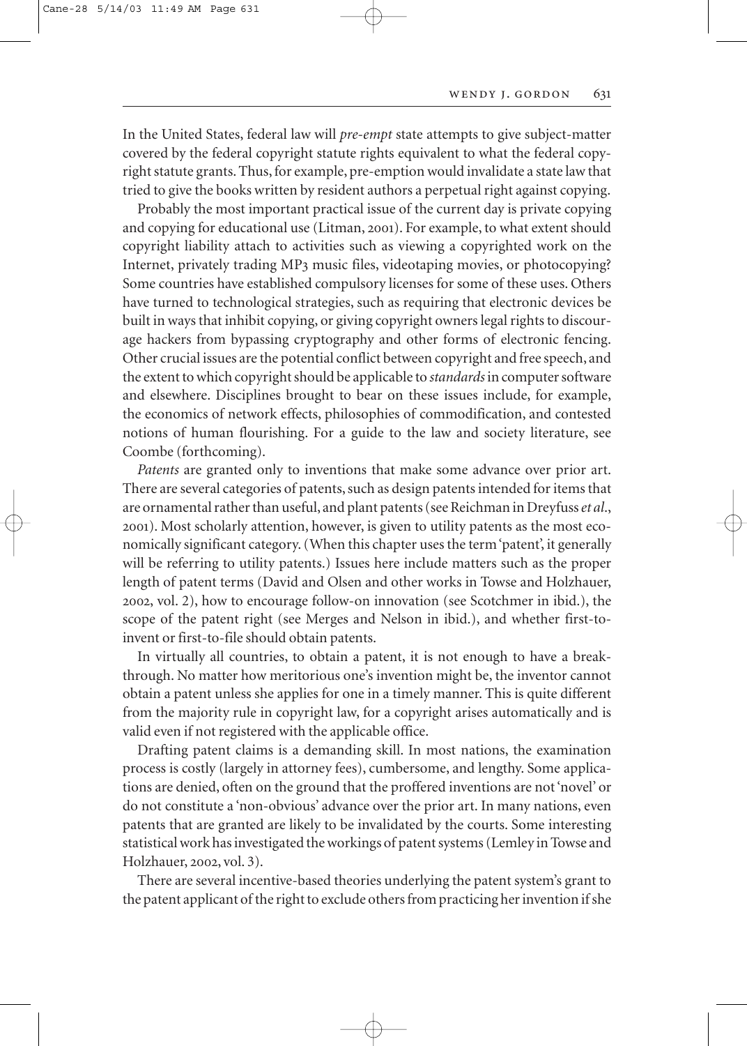In the United States, federal law will *pre-empt* state attempts to give subject-matter covered by the federal copyright statute rights equivalent to what the federal copyright statute grants. Thus, for example, pre-emption would invalidate a state law that tried to give the books written by resident authors a perpetual right against copying.

Probably the most important practical issue of the current day is private copying and copying for educational use (Litman, 2001). For example, to what extent should copyright liability attach to activities such as viewing a copyrighted work on the Internet, privately trading MP3 music files, videotaping movies, or photocopying? Some countries have established compulsory licenses for some of these uses. Others have turned to technological strategies, such as requiring that electronic devices be built in ways that inhibit copying, or giving copyright owners legal rights to discourage hackers from bypassing cryptography and other forms of electronic fencing. Other crucial issues are the potential conflict between copyright and free speech, and the extent to which copyright should be applicable to *standards* in computer software and elsewhere. Disciplines brought to bear on these issues include, for example, the economics of network effects, philosophies of commodification, and contested notions of human flourishing. For a guide to the law and society literature, see Coombe (forthcoming).

*Patents* are granted only to inventions that make some advance over prior art. There are several categories of patents, such as design patents intended for items that are ornamental rather than useful, and plant patents (see Reichman in Dreyfuss *et al.*, 2001). Most scholarly attention, however, is given to utility patents as the most economically significant category. (When this chapter uses the term 'patent', it generally will be referring to utility patents.) Issues here include matters such as the proper length of patent terms (David and Olsen and other works in Towse and Holzhauer, 2002, vol. 2), how to encourage follow-on innovation (see Scotchmer in ibid.), the scope of the patent right (see Merges and Nelson in ibid.), and whether first-to-invent or first-to-file should obtain patents.

In virtually all countries, to obtain a patent, it is not enough to have a breakthrough. No matter how meritorious one's invention might be, the inventor cannot obtain a patent unless she applies for one in a timely manner. This is quite different from the majority rule in copyright law, for a copyright arises automatically and is valid even if not registered with the applicable office.

Drafting patent claims is a demanding skill. In most nations, the examination process is costly (largely in attorney fees), cumbersome, and lengthy. Some applications are denied, often on the ground that the proffered inventions are not 'novel' or do not constitute a 'non-obvious' advance over the prior art. In many nations, even patents that are granted are likely to be invalidated by the courts. Some interesting statistical work has investigated the workings of patent systems (Lemley in Towse and Holzhauer, 2002, vol. 3).

There are several incentive-based theories underlying the patent system's grant to the patent applicant of the right to exclude others from practicing her invention if she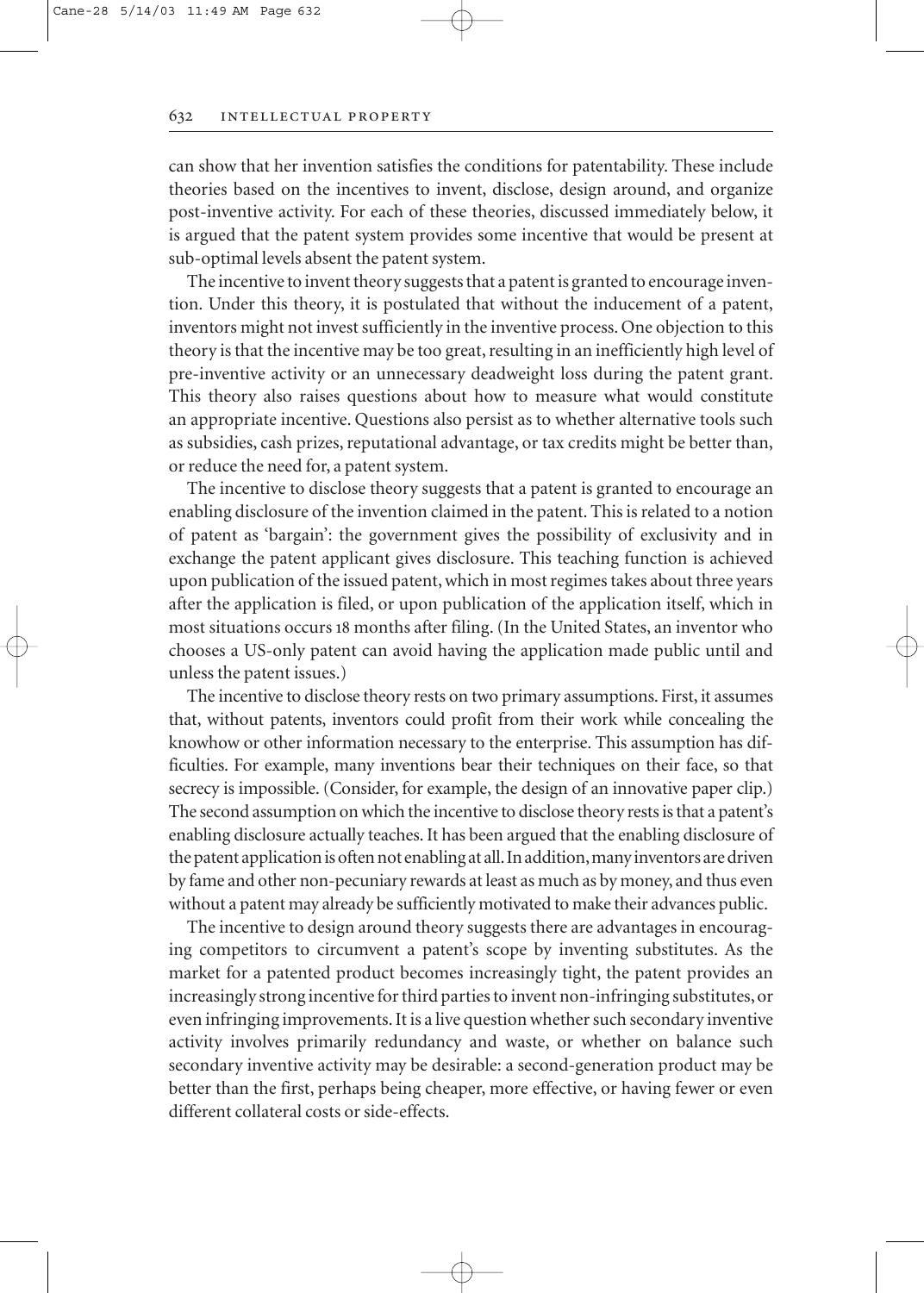can show that her invention satisfies the conditions for patentability. These include theories based on the incentives to invent, disclose, design around, and organize post-inventive activity. For each of these theories, discussed immediately below, it is argued that the patent system provides some incentive that would be present at sub-optimal levels absent the patent system.

The incentive to invent theory suggests that a patent is granted to encourage invention. Under this theory, it is postulated that without the inducement of a patent, inventors might not invest sufficiently in the inventive process. One objection to this theory is that the incentive may be too great, resulting in an inefficiently high level of pre-inventive activity or an unnecessary deadweight loss during the patent grant. This theory also raises questions about how to measure what would constitute an appropriate incentive. Questions also persist as to whether alternative tools such as subsidies, cash prizes, reputational advantage, or tax credits might be better than, or reduce the need for, a patent system.

The incentive to disclose theory suggests that a patent is granted to encourage an enabling disclosure of the invention claimed in the patent. This is related to a notion of patent as 'bargain': the government gives the possibility of exclusivity and in exchange the patent applicant gives disclosure. This teaching function is achieved upon publication of the issued patent, which in most regimes takes about three years after the application is filed, or upon publication of the application itself, which in most situations occurs 18 months after filing. (In the United States, an inventor who chooses a US-only patent can avoid having the application made public until and unless the patent issues.)

The incentive to disclose theory rests on two primary assumptions. First, it assumes that, without patents, inventors could profit from their work while concealing the knowhow or other information necessary to the enterprise. This assumption has difficulties. For example, many inventions bear their techniques on their face, so that secrecy is impossible. (Consider, for example, the design of an innovative paper clip.) The second assumption on which the incentive to disclose theory rests is that a patent's enabling disclosure actually teaches. It has been argued that the enabling disclosure of the patent application is often not enabling at all. In addition, many inventors are driven by fame and other non-pecuniary rewards at least as much as by money, and thus even without a patent may already be sufficiently motivated to make their advances public.

The incentive to design around theory suggests there are advantages in encouraging competitors to circumvent a patent's scope by inventing substitutes. As the market for a patented product becomes increasingly tight, the patent provides an increasingly strong incentive for third parties to invent non-infringing substitutes, or even infringing improvements. It is a live question whether such secondary inventive activity involves primarily redundancy and waste, or whether on balance such secondary inventive activity may be desirable: a second-generation product may be better than the first, perhaps being cheaper, more effective, or having fewer or even different collateral costs or side-effects.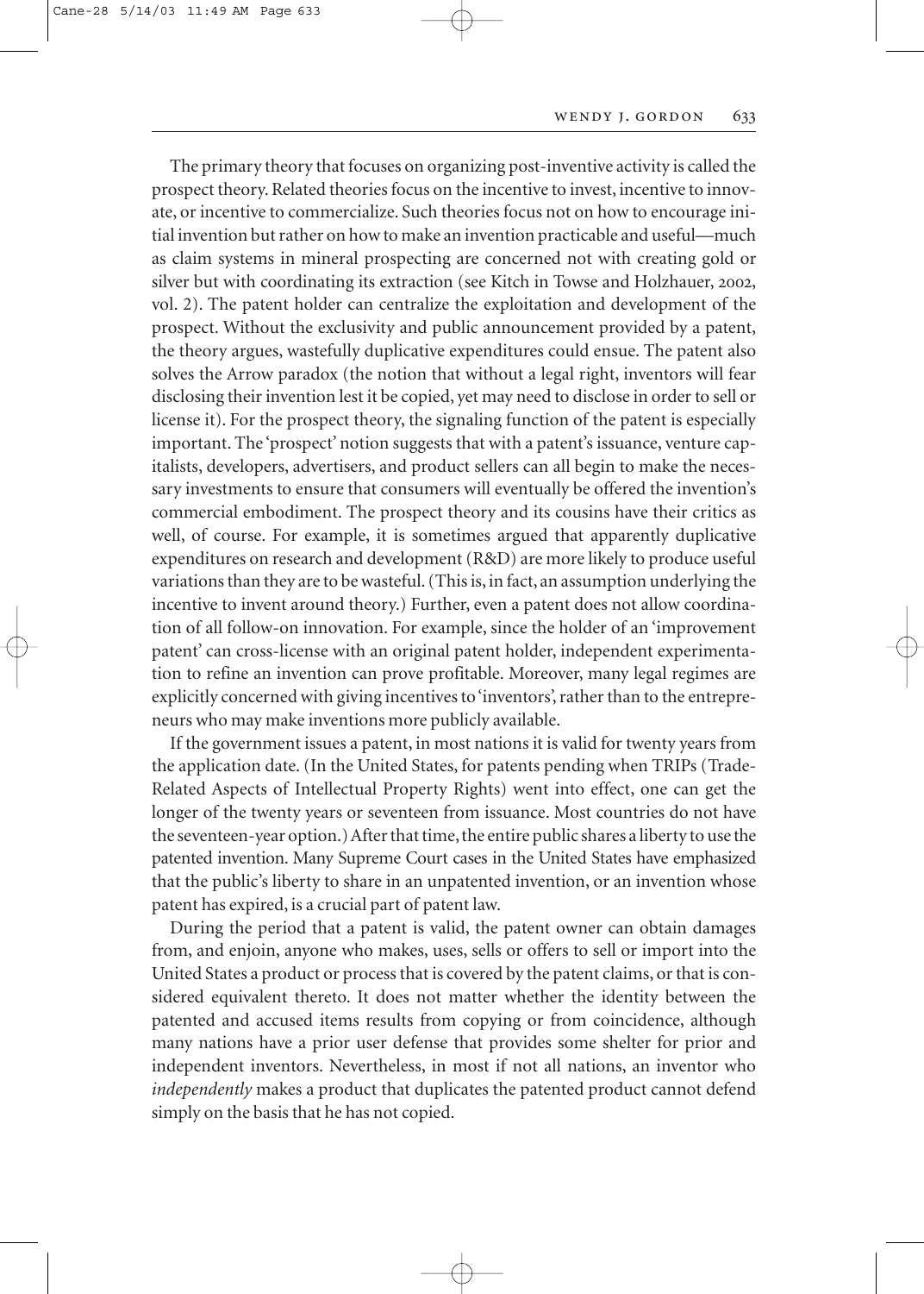The primary theory that focuses on organizing post-inventive activity is called the prospect theory. Related theories focus on the incentive to invest, incentive to innovate, or incentive to commercialize. Such theories focus not on how to encourage initial invention but rather on how to make an invention practicable and useful—much as claim systems in mineral prospecting are concerned not with creating gold or silver but with coordinating its extraction (see Kitch in Towse and Holzhauer, 2002, vol. 2). The patent holder can centralize the exploitation and development of the prospect. Without the exclusivity and public announcement provided by a patent, the theory argues, wastefully duplicative expenditures could ensue. The patent also solves the Arrow paradox (the notion that without a legal right, inventors will fear disclosing their invention lest it be copied, yet may need to disclose in order to sell or license it). For the prospect theory, the signaling function of the patent is especially important. The 'prospect' notion suggests that with a patent's issuance, venture capitalists, developers, advertisers, and product sellers can all begin to make the necessary investments to ensure that consumers will eventually be offered the invention's commercial embodiment. The prospect theory and its cousins have their critics as well, of course. For example, it is sometimes argued that apparently duplicative expenditures on research and development (R&D) are more likely to produce useful variations than they are to be wasteful. (This is, in fact, an assumption underlying the incentive to invent around theory.) Further, even a patent does not allow coordination of all follow-on innovation. For example, since the holder of an 'improvement patent' can cross-license with an original patent holder, independent experimentation to refine an invention can prove profitable. Moreover, many legal regimes are explicitly concerned with giving incentives to 'inventors', rather than to the entrepreneurs who may make inventions more publicly available.

If the government issues a patent, in most nations it is valid for twenty years from the application date. (In the United States, for patents pending when TRIPs (Trade-Related Aspects of Intellectual Property Rights) went into effect, one can get the longer of the twenty years or seventeen from issuance. Most countries do not have the seventeen-year option.) After that time, the entire public shares a liberty to use the patented invention. Many Supreme Court cases in the United States have emphasized that the public's liberty to share in an unpatented invention, or an invention whose patent has expired, is a crucial part of patent law.

During the period that a patent is valid, the patent owner can obtain damages from, and enjoin, anyone who makes, uses, sells or offers to sell or import into the United States a product or process that is covered by the patent claims, or that is considered equivalent thereto. It does not matter whether the identity between the patented and accused items results from copying or from coincidence, although many nations have a prior user defense that provides some shelter for prior and independent inventors. Nevertheless, in most if not all nations, an inventor who *independently* makes a product that duplicates the patented product cannot defend simply on the basis that he has not copied.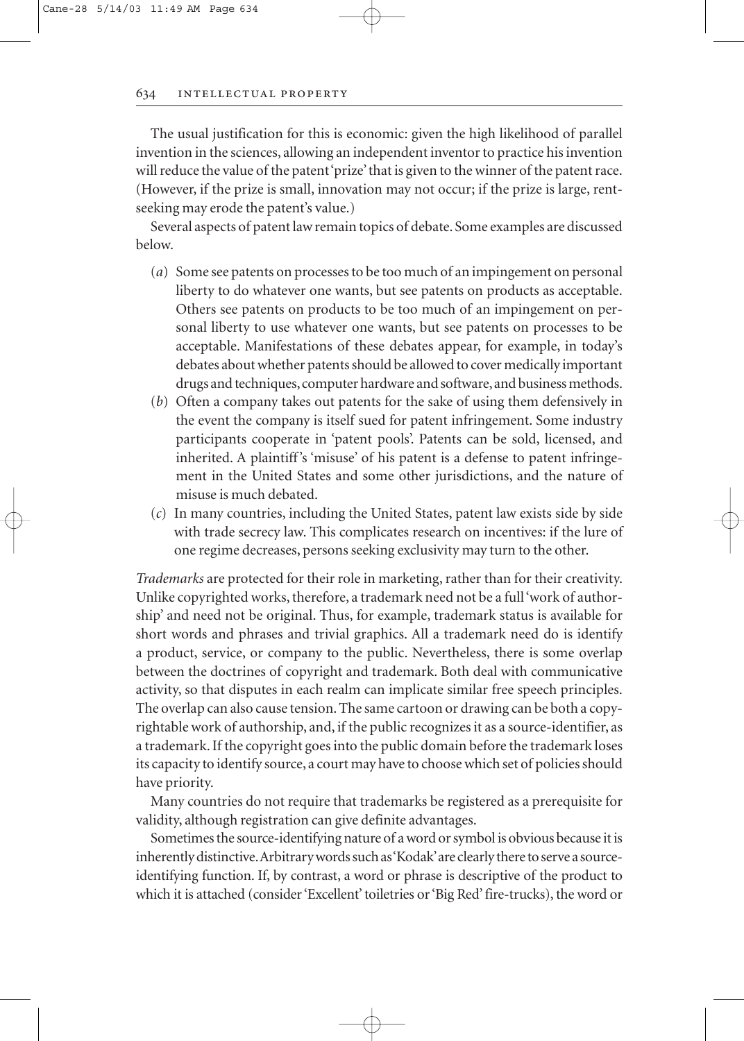The usual justification for this is economic: given the high likelihood of parallel invention in the sciences, allowing an independent inventor to practice his invention will reduce the value of the patent 'prize' that is given to the winner of the patent race. (However, if the prize is small, innovation may not occur; if the prize is large, rent-seeking may erode the patent's value.)

Several aspects of patent law remain topics of debate. Some examples are discussed below.

(*a*) Some see patents on processes to be too much of an impingement on personal liberty to do whatever one wants, but see patents on products as acceptable. Others see patents on products to be too much of an impingement on personal liberty to use whatever one wants, but see patents on processes to be acceptable. Manifestations of these debates appear, for example, in today's debates about whether patents should be allowed to cover medically important drugs and techniques, computer hardware and software, and business methods.

(*b*) Often a company takes out patents for the sake of using them defensively in the event the company is itself sued for patent infringement. Some industry participants cooperate in 'patent pools'. Patents can be sold, licensed, and inherited. A plaintiff's 'misuse' of his patent is a defense to patent infringement in the United States and some other jurisdictions, and the nature of misuse is much debated.

(*c*) In many countries, including the United States, patent law exists side by side with trade secrecy law. This complicates research on incentives: if the lure of one regime decreases, persons seeking exclusivity may turn to the other.

*Trademarks* are protected for their role in marketing, rather than for their creativity. Unlike copyrighted works, therefore, a trademark need not be a full 'work of authorship' and need not be original. Thus, for example, trademark status is available for short words and phrases and trivial graphics. All a trademark need do is identify a product, service, or company to the public. Nevertheless, there is some overlap between the doctrines of copyright and trademark. Both deal with communicative activity, so that disputes in each realm can implicate similar free speech principles. The overlap can also cause tension. The same cartoon or drawing can be both a copyrightable work of authorship, and, if the public recognizes it as a source-identifier, as a trademark. If the copyright goes into the public domain before the trademark loses its capacity to identify source, a court may have to choose which set of policies should have priority.

Many countries do not require that trademarks be registered as a prerequisite for validity, although registration can give definite advantages.

Sometimes the source-identifying nature of a word or symbol is obvious because it is inherently distinctive. Arbitrary words such as 'Kodak' are clearly there to serve a source-identifying function. If, by contrast, a word or phrase is descriptive of the product to which it is attached (consider 'Excellent' toiletries or 'Big Red' fire-trucks), the word or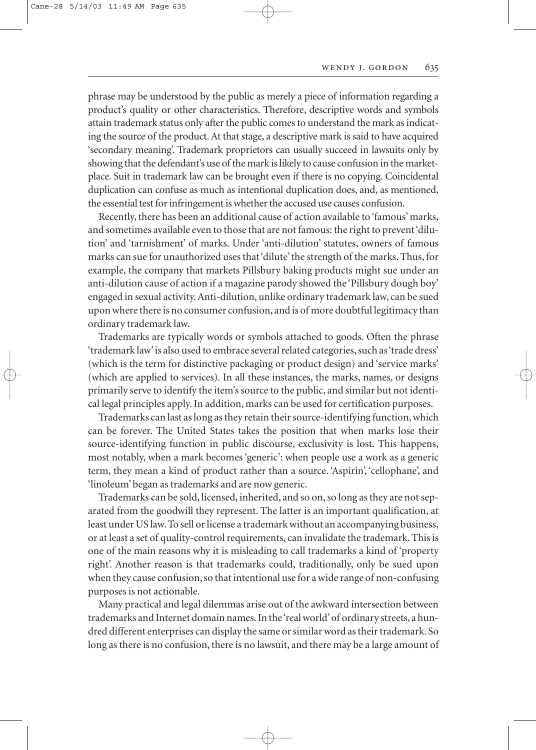phrase may be understood by the public as merely a piece of information regarding a product's quality or other characteristics. Therefore, descriptive words and symbols attain trademark status only after the public comes to understand the mark as indicating the source of the product. At that stage, a descriptive mark is said to have acquired 'secondary meaning'. Trademark proprietors can usually succeed in lawsuits only by showing that the defendant's use of the mark is likely to cause confusion in the marketplace. Suit in trademark law can be brought even if there is no copying. Coincidental duplication can confuse as much as intentional duplication does, and, as mentioned, the essential test for infringement is whether the accused use causes confusion.

Recently, there has been an additional cause of action available to 'famous' marks, and sometimes available even to those that are not famous: the right to prevent 'dilution' and 'tarnishment' of marks. Under 'anti-dilution' statutes, owners of famous marks can sue for unauthorized uses that 'dilute' the strength of the marks. Thus, for example, the company that markets Pillsbury baking products might sue under an anti-dilution cause of action if a magazine parody showed the 'Pillsbury dough boy' engaged in sexual activity. Anti-dilution, unlike ordinary trademark law, can be sued upon where there is no consumer confusion, and is of more doubtful legitimacy than ordinary trademark law.

Trademarks are typically words or symbols attached to goods. Often the phrase 'trademark law' is also used to embrace several related categories, such as 'trade dress' (which is the term for distinctive packaging or product design) and 'service marks' (which are applied to services). In all these instances, the marks, names, or designs primarily serve to identify the item's source to the public, and similar but not identical legal principles apply. In addition, marks can be used for certification purposes.

Trademarks can last as long as they retain their source-identifying function, which can be forever. The United States takes the position that when marks lose their source-identifying function in public discourse, exclusivity is lost. This happens, most notably, when a mark becomes 'generic': when people use a work as a generic term, they mean a kind of product rather than a source. 'Aspirin', 'cellophane', and 'linoleum' began as trademarks and are now generic.

Trademarks can be sold, licensed, inherited, and so on, so long as they are not separated from the goodwill they represent. The latter is an important qualification, at least under US law. To sell or license a trademark without an accompanying business, or at least a set of quality-control requirements, can invalidate the trademark. This is one of the main reasons why it is misleading to call trademarks a kind of 'property right'. Another reason is that trademarks could, traditionally, only be sued upon when they cause confusion, so that intentional use for a wide range of non-confusing purposes is not actionable.

Many practical and legal dilemmas arise out of the awkward intersection between trademarks and Internet domain names. In the 'real world' of ordinary streets, a hundred different enterprises can display the same or similar word as their trademark. So long as there is no confusion, there is no lawsuit, and there may be a large amount of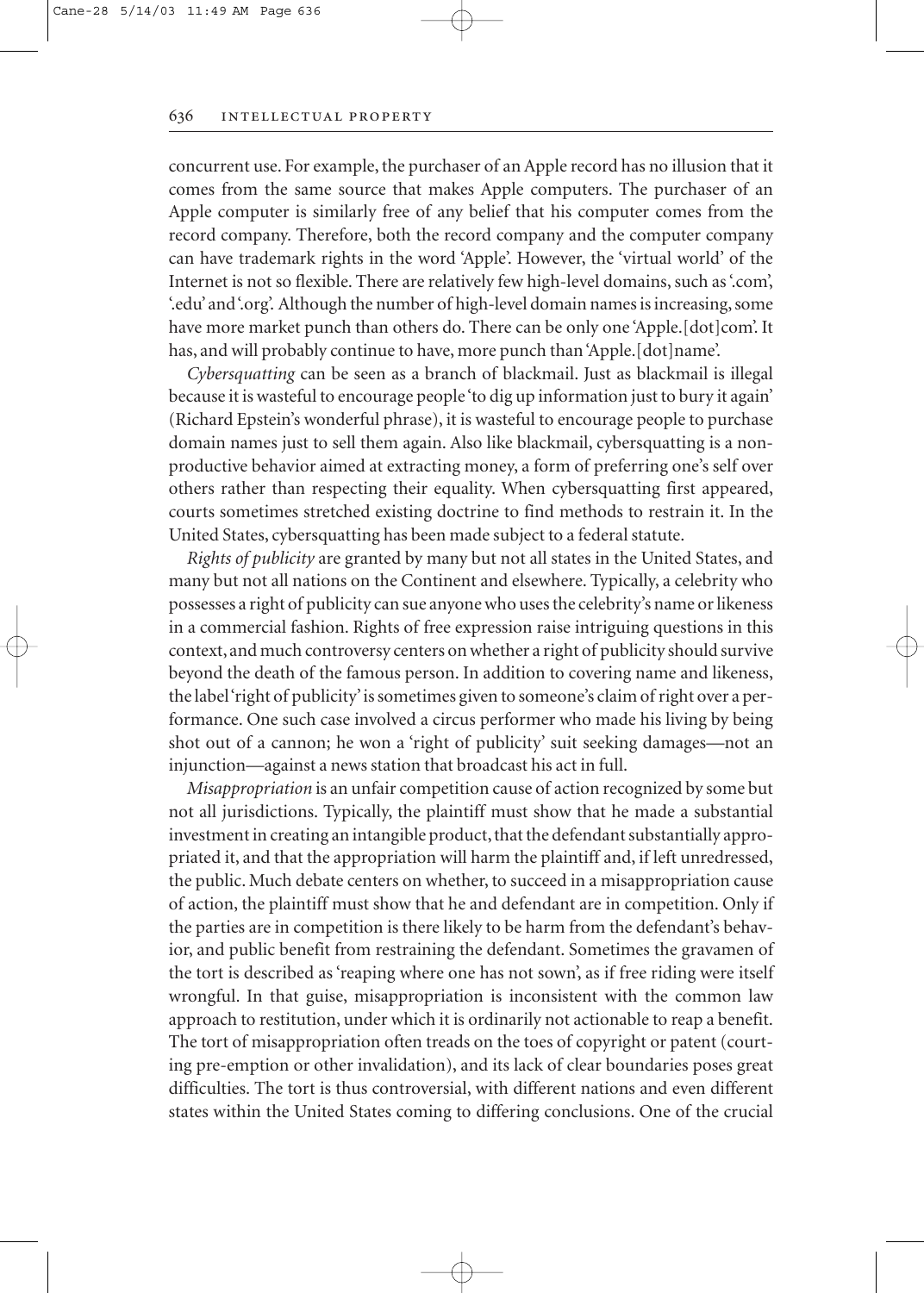concurrent use. For example, the purchaser of an Apple record has no illusion that it comes from the same source that makes Apple computers. The purchaser of an Apple computer is similarly free of any belief that his computer comes from the record company. Therefore, both the record company and the computer company can have trademark rights in the word 'Apple'. However, the 'virtual world' of the Internet is not so flexible. There are relatively few high-level domains, such as '.com', '.edu' and '.org'. Although the number of high-level domain names is increasing, some have more market punch than others do. There can be only one 'Apple.[dot]com'. It has, and will probably continue to have, more punch than 'Apple.[dot]name'.

*Cybersquatting* can be seen as a branch of blackmail. Just as blackmail is illegal because it is wasteful to encourage people 'to dig up information just to bury it again' (Richard Epstein's wonderful phrase), it is wasteful to encourage people to purchase domain names just to sell them again. Also like blackmail, cybersquatting is a non-productive behavior aimed at extracting money, a form of preferring one's self over others rather than respecting their equality. When cybersquatting first appeared, courts sometimes stretched existing doctrine to find methods to restrain it. In the United States, cybersquatting has been made subject to a federal statute.

*Rights of publicity* are granted by many but not all states in the United States, and many but not all nations on the Continent and elsewhere. Typically, a celebrity who possesses a right of publicity can sue anyone who uses the celebrity's name or likeness in a commercial fashion. Rights of free expression raise intriguing questions in this context, and much controversy centers on whether a right of publicity should survive beyond the death of the famous person. In addition to covering name and likeness, the label 'right of publicity' is sometimes given to someone's claim of right over a performance. One such case involved a circus performer who made his living by being shot out of a cannon; he won a 'right of publicity' suit seeking damages—not an injunction—against a news station that broadcast his act in full.

*Misappropriation* is an unfair competition cause of action recognized by some but not all jurisdictions. Typically, the plaintiff must show that he made a substantial investment in creating an intangible product, that the defendant substantially appropriated it, and that the appropriation will harm the plaintiff and, if left unredressed, the public. Much debate centers on whether, to succeed in a misappropriation cause of action, the plaintiff must show that he and defendant are in competition. Only if the parties are in competition is there likely to be harm from the defendant's behavior, and public benefit from restraining the defendant. Sometimes the gravamen of the tort is described as 'reaping where one has not sown', as if free riding were itself wrongful. In that guise, misappropriation is inconsistent with the common law approach to restitution, under which it is ordinarily not actionable to reap a benefit. The tort of misappropriation often treads on the toes of copyright or patent (courting pre-emption or other invalidation), and its lack of clear boundaries poses great difficulties. The tort is thus controversial, with different nations and even different states within the United States coming to differing conclusions. One of the crucial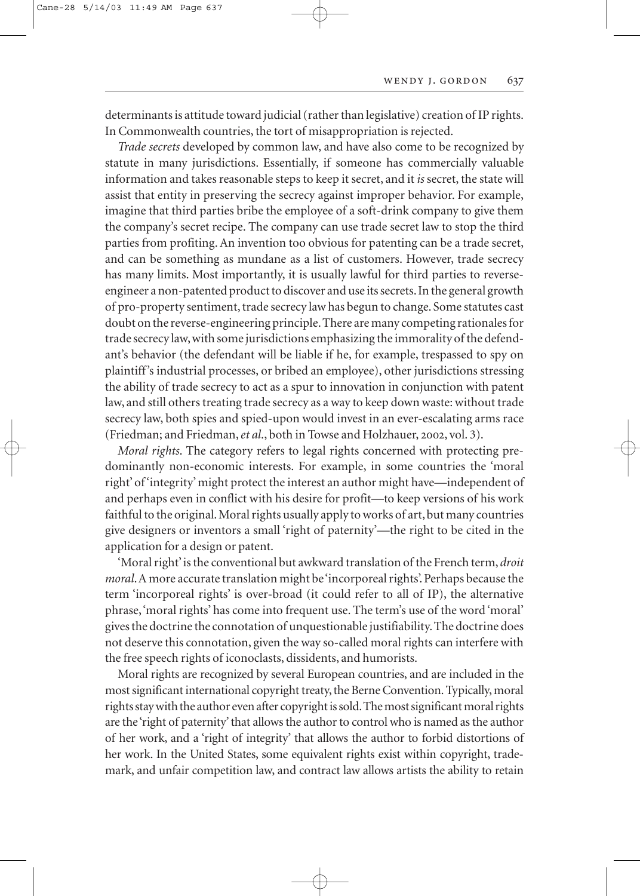determinants is attitude toward judicial (rather than legislative) creation of IP rights. In Commonwealth countries, the tort of misappropriation is rejected.

*Trade secrets* developed by common law, and have also come to be recognized by statute in many jurisdictions. Essentially, if someone has commercially valuable information and takes reasonable steps to keep it secret, and it *is* secret, the state will assist that entity in preserving the secrecy against improper behavior. For example, imagine that third parties bribe the employee of a soft-drink company to give them the company's secret recipe. The company can use trade secret law to stop the third parties from profiting. An invention too obvious for patenting can be a trade secret, and can be something as mundane as a list of customers. However, trade secrecy has many limits. Most importantly, it is usually lawful for third parties to reverse-engineer a non-patented product to discover and use its secrets. In the general growth of pro-property sentiment, trade secrecy law has begun to change. Some statutes cast doubt on the reverse-engineering principle. There are many competing rationales for trade secrecy law, with some jurisdictions emphasizing the immorality of the defendant's behavior (the defendant will be liable if he, for example, trespassed to spy on plaintiff's industrial processes, or bribed an employee), other jurisdictions stressing the ability of trade secrecy to act as a spur to innovation in conjunction with patent law, and still others treating trade secrecy as a way to keep down waste: without trade secrecy law, both spies and spied-upon would invest in an ever-escalating arms race (Friedman; and Friedman, *et al.*, both in Towse and Holzhauer, 2002, vol. 3).

*Moral rights*. The category refers to legal rights concerned with protecting predominantly non-economic interests. For example, in some countries the 'moral right' of 'integrity' might protect the interest an author might have—independent of and perhaps even in conflict with his desire for profit—to keep versions of his work faithful to the original. Moral rights usually apply to works of art, but many countries give designers or inventors a small 'right of paternity'—the right to be cited in the application for a design or patent.

'Moral right' is the conventional but awkward translation of the French term, *droit moral*. A more accurate translation might be 'incorporeal rights'. Perhaps because the term 'incorporeal rights' is over-broad (it could refer to all of IP), the alternative phrase, 'moral rights' has come into frequent use. The term's use of the word 'moral' gives the doctrine the connotation of unquestionable justifiability. The doctrine does not deserve this connotation, given the way so-called moral rights can interfere with the free speech rights of iconoclasts, dissidents, and humorists.

Moral rights are recognized by several European countries, and are included in the most significant international copyright treaty, the Berne Convention. Typically, moral rights stay with the author even after copyright is sold. The most significant moral rights are the 'right of paternity' that allows the author to control who is named as the author of her work, and a 'right of integrity' that allows the author to forbid distortions of her work. In the United States, some equivalent rights exist within copyright, trademark, and unfair competition law, and contract law allows artists the ability to retain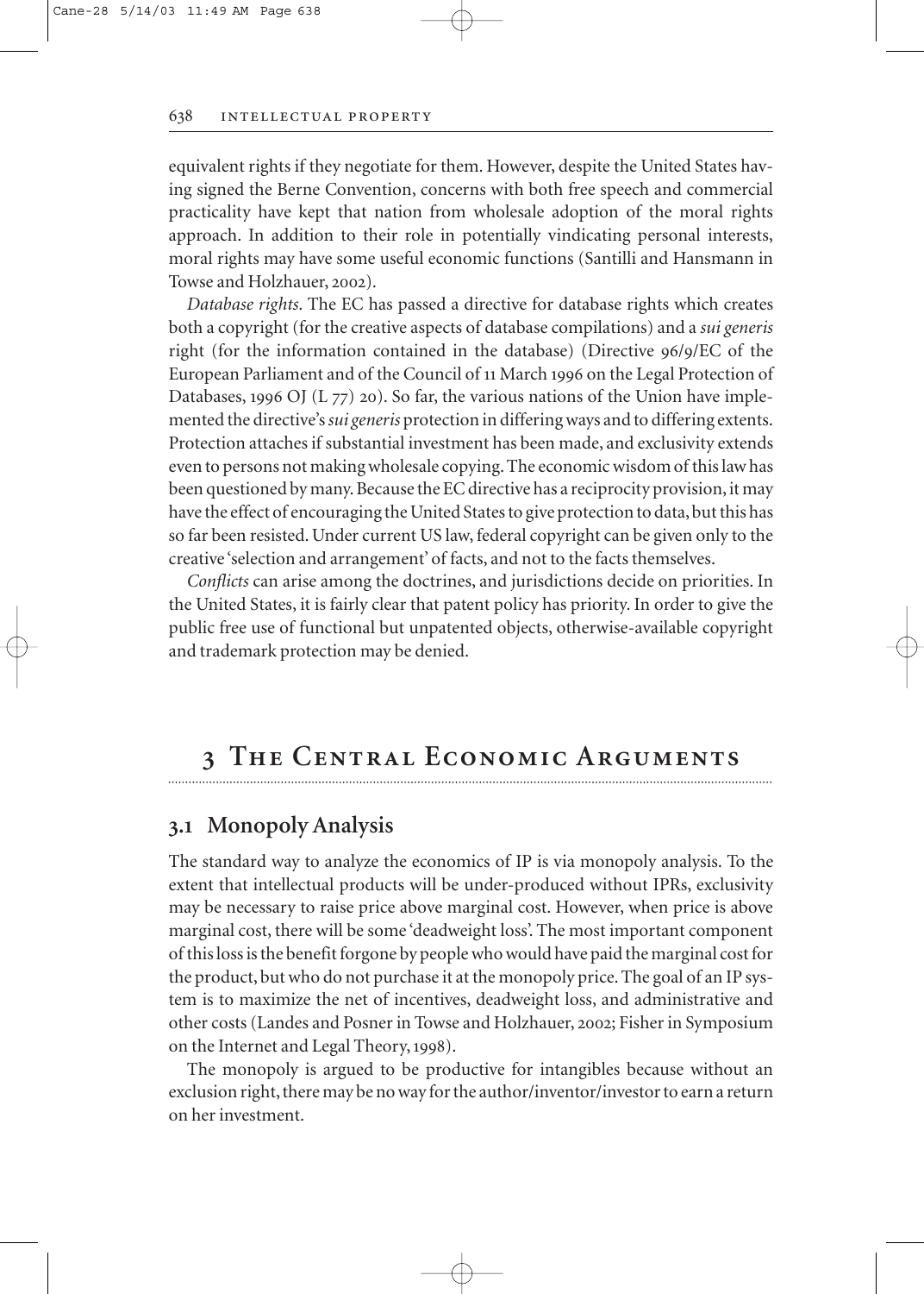equivalent rights if they negotiate for them. However, despite the United States having signed the Berne Convention, concerns with both free speech and commercial practicality have kept that nation from wholesale adoption of the moral rights approach. In addition to their role in potentially vindicating personal interests, moral rights may have some useful economic functions (Santilli and Hansmann in Towse and Holzhauer, 2002).

*Database rights*. The EC has passed a directive for database rights which creates both a copyright (for the creative aspects of database compilations) and a *sui generis* right (for the information contained in the database) (Directive 96/9/EC of the European Parliament and of the Council of 11 March 1996 on the Legal Protection of Databases, 1996 OJ (L 77) 20). So far, the various nations of the Union have implemented the directive's *sui generis* protection in differing ways and to differing extents. Protection attaches if substantial investment has been made, and exclusivity extends even to persons not making wholesale copying. The economic wisdom of this law has been questioned by many. Because the EC directive has a reciprocity provision, it may have the effect of encouraging the United States to give protection to data, but this has so far been resisted. Under current US law, federal copyright can be given only to the creative 'selection and arrangement' of facts, and not to the facts themselves.

*Conflicts* can arise among the doctrines, and jurisdictions decide on priorities. In the United States, it is fairly clear that patent policy has priority. In order to give the public free use of functional but unpatented objects, otherwise-available copyright and trademark protection may be denied.

# 3 The Central Economic Arguments

## 3.1 Monopoly Analysis

The standard way to analyze the economics of IP is via monopoly analysis. To the extent that intellectual products will be under-produced without IPRs, exclusivity may be necessary to raise price above marginal cost. However, when price is above marginal cost, there will be some 'deadweight loss'. The most important component of this loss is the benefit forgone by people who would have paid the marginal cost for the product, but who do not purchase it at the monopoly price. The goal of an IP system is to maximize the net of incentives, deadweight loss, and administrative and other costs (Landes and Posner in Towse and Holzhauer, 2002; Fisher in Symposium on the Internet and Legal Theory, 1998).

The monopoly is argued to be productive for intangibles because without an exclusion right, there may be no way for the author/inventor/investor to earn a return on her investment.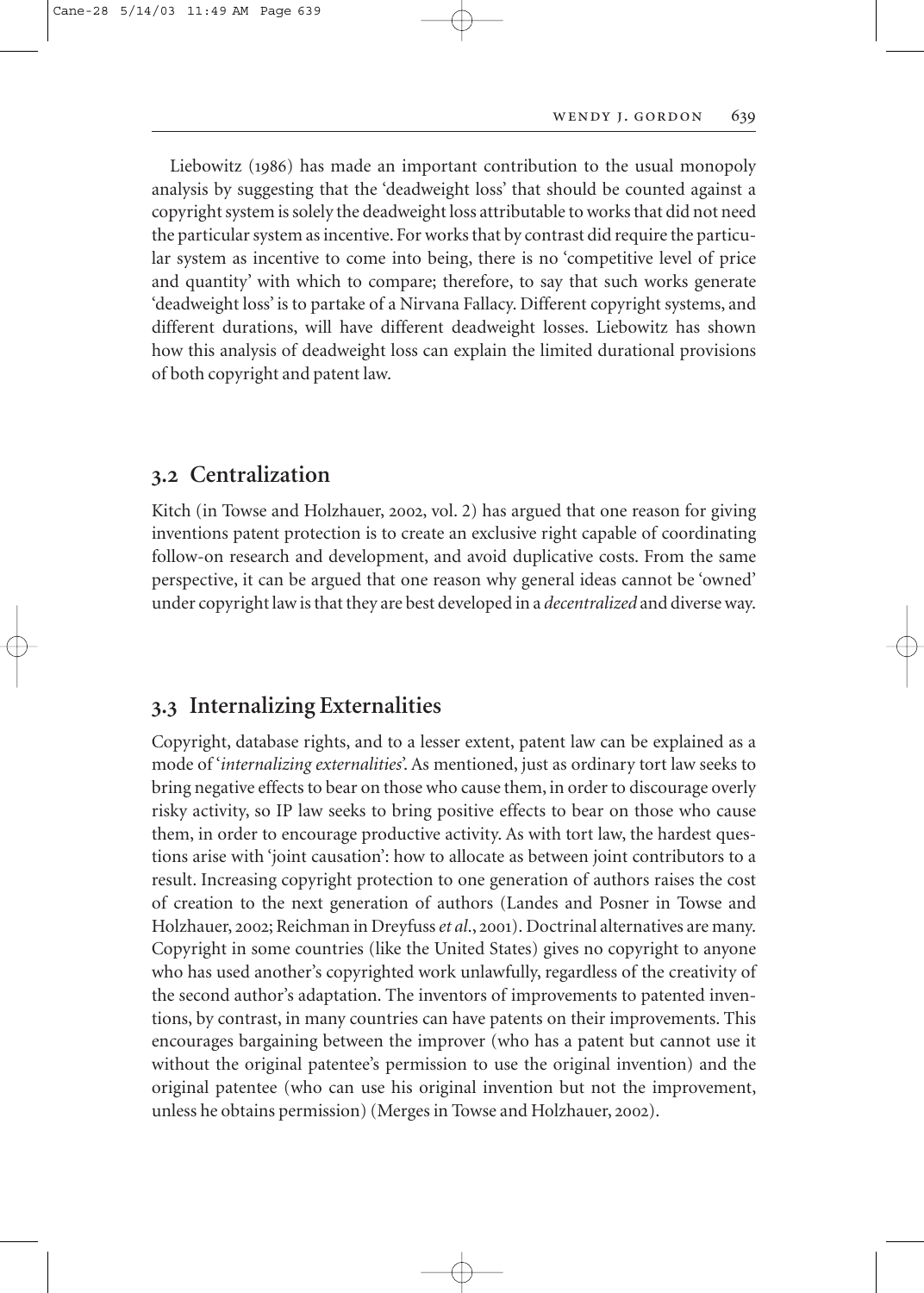Liebowitz (1986) has made an important contribution to the usual monopoly analysis by suggesting that the 'deadweight loss' that should be counted against a copyright system is solely the deadweight loss attributable to works that did not need the particular system as incentive. For works that by contrast did require the particular system as incentive to come into being, there is no 'competitive level of price and quantity' with which to compare; therefore, to say that such works generate 'deadweight loss' is to partake of a Nirvana Fallacy. Different copyright systems, and different durations, will have different deadweight losses. Liebowitz has shown how this analysis of deadweight loss can explain the limited durational provisions of both copyright and patent law.

## 3.2 Centralization

Kitch (in Towse and Holzhauer, 2002, vol. 2) has argued that one reason for giving inventions patent protection is to create an exclusive right capable of coordinating follow-on research and development, and avoid duplicative costs. From the same perspective, it can be argued that one reason why general ideas cannot be 'owned' under copyright law is that they are best developed in a *decentralized* and diverse way.

## 3.3 Internalizing Externalities

Copyright, database rights, and to a lesser extent, patent law can be explained as a mode of '*internalizing externalities*'. As mentioned, just as ordinary tort law seeks to bring negative effects to bear on those who cause them, in order to discourage overly risky activity, so IP law seeks to bring positive effects to bear on those who cause them, in order to encourage productive activity. As with tort law, the hardest questions arise with 'joint causation': how to allocate as between joint contributors to a result. Increasing copyright protection to one generation of authors raises the cost of creation to the next generation of authors (Landes and Posner in Towse and Holzhauer, 2002; Reichman in Dreyfuss *et al.*, 2001). Doctrinal alternatives are many. Copyright in some countries (like the United States) gives no copyright to anyone who has used another's copyrighted work unlawfully, regardless of the creativity of the second author's adaptation. The inventors of improvements to patented inventions, by contrast, in many countries can have patents on their improvements. This encourages bargaining between the improver (who has a patent but cannot use it without the original patentee's permission to use the original invention) and the original patentee (who can use his original invention but not the improvement, unless he obtains permission) (Merges in Towse and Holzhauer, 2002).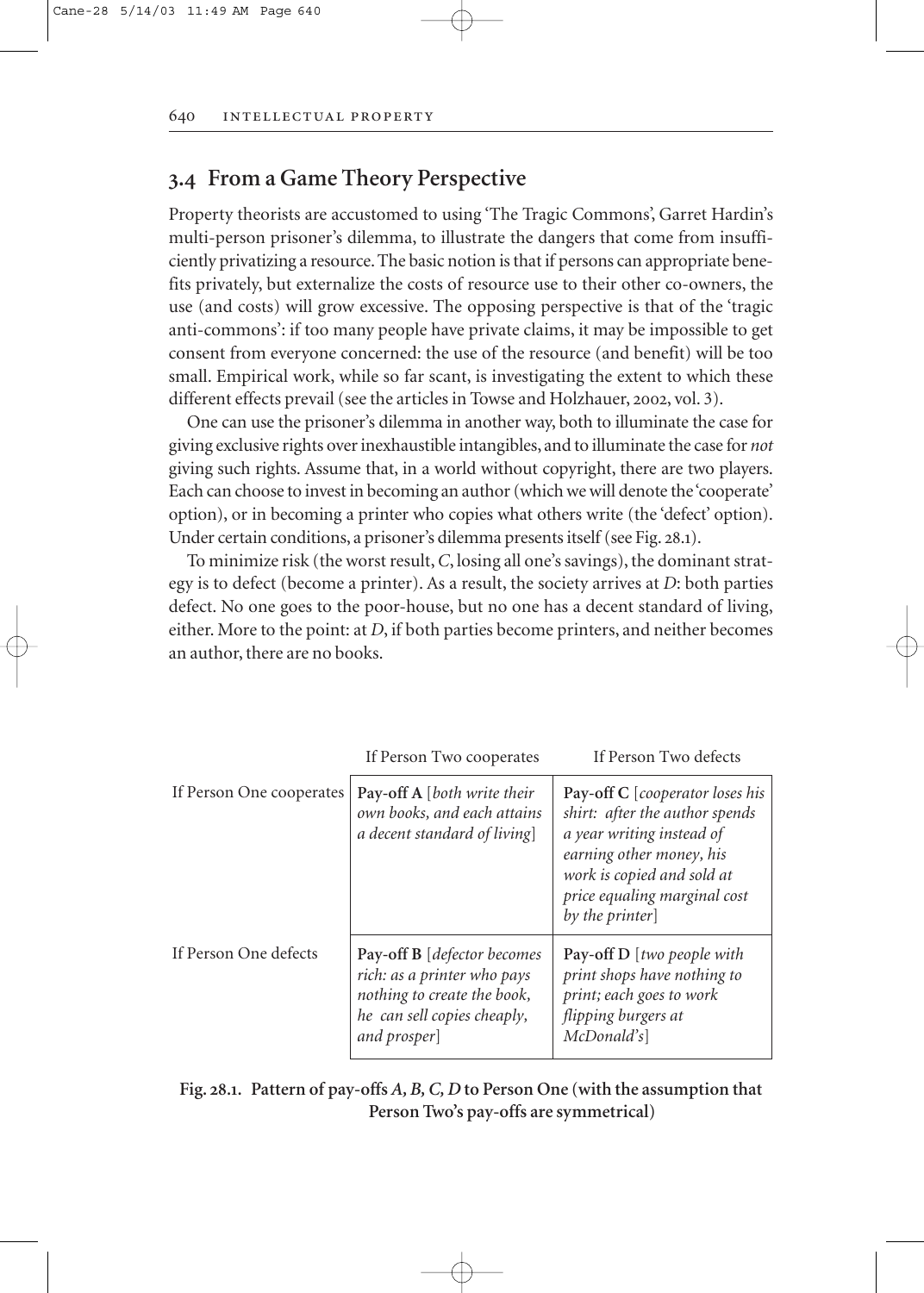## 3.4 From a Game Theory Perspective

Property theorists are accustomed to using 'The Tragic Commons', Garret Hardin's multi-person prisoner's dilemma, to illustrate the dangers that come from insufficiently privatizing a resource. The basic notion is that if persons can appropriate benefits privately, but externalize the costs of resource use to their other co-owners, the use (and costs) will grow excessive. The opposing perspective is that of the 'tragic anti-commons': if too many people have private claims, it may be impossible to get consent from everyone concerned: the use of the resource (and benefit) will be too small. Empirical work, while so far scant, is investigating the extent to which these different effects prevail (see the articles in Towse and Holzhauer, 2002, vol. 3).

One can use the prisoner's dilemma in another way, both to illuminate the case for giving exclusive rights over inexhaustible intangibles, and to illuminate the case for *not* giving such rights. Assume that, in a world without copyright, there are two players. Each can choose to invest in becoming an author (which we will denote the 'cooperate' option), or in becoming a printer who copies what others write (the 'defect' option). Under certain conditions, a prisoner's dilemma presents itself (see Fig. 28.1).

To minimize risk (the worst result, *C*, losing all one's savings), the dominant strategy is to defect (become a printer). As a result, the society arrives at *D*: both parties defect. No one goes to the poor-house, but no one has a decent standard of living, either. More to the point: at *D*, if both parties become printers, and neither becomes an author, there are no books.

| | If Person Two cooperates | If Person Two defects |
|---|---|---|
| If Person One cooperates | **Pay-off A** [*both write their own books, and each attains a decent standard of living*] | **Pay-off C** [*cooperator loses his shirt: after the author spends a year writing instead of earning other money, his work is copied and sold at price equaling marginal cost by the printer*] |
| If Person One defects | **Pay-off B** [*defector becomes rich: as a printer who pays nothing to create the book, he can sell copies cheaply, and prosper*] | **Pay-off D** [*two people with print shops have nothing to print; each goes to work flipping burgers at McDonald's*] |

**Fig. 28.1. Pattern of pay-offs *A, B, C, D* to Person One (with the assumption that Person Two's pay-offs are symmetrical)**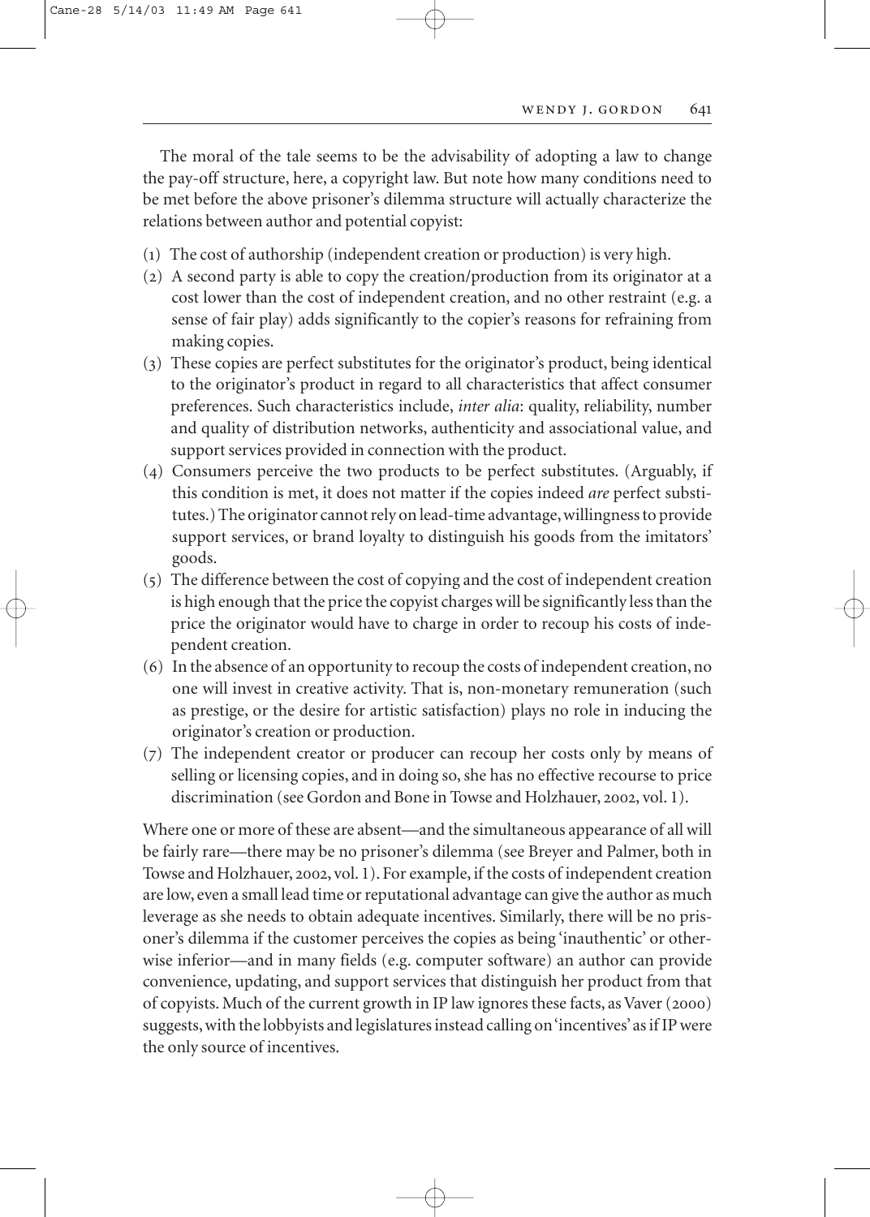The moral of the tale seems to be the advisability of adopting a law to change the pay-off structure, here, a copyright law. But note how many conditions need to be met before the above prisoner's dilemma structure will actually characterize the relations between author and potential copyist:

1. The cost of authorship (independent creation or production) is very high.
2. A second party is able to copy the creation/production from its originator at a cost lower than the cost of independent creation, and no other restraint (e.g. a sense of fair play) adds significantly to the copier's reasons for refraining from making copies.
3. These copies are perfect substitutes for the originator's product, being identical to the originator's product in regard to all characteristics that affect consumer preferences. Such characteristics include, *inter alia*: quality, reliability, number and quality of distribution networks, authenticity and associational value, and support services provided in connection with the product.
4. Consumers perceive the two products to be perfect substitutes. (Arguably, if this condition is met, it does not matter if the copies indeed *are* perfect substitutes.) The originator cannot rely on lead-time advantage, willingness to provide support services, or brand loyalty to distinguish his goods from the imitators' goods.
5. The difference between the cost of copying and the cost of independent creation is high enough that the price the copyist charges will be significantly less than the price the originator would have to charge in order to recoup his costs of independent creation.
6. In the absence of an opportunity to recoup the costs of independent creation, no one will invest in creative activity. That is, non-monetary remuneration (such as prestige, or the desire for artistic satisfaction) plays no role in inducing the originator's creation or production.
7. The independent creator or producer can recoup her costs only by means of selling or licensing copies, and in doing so, she has no effective recourse to price discrimination (see Gordon and Bone in Towse and Holzhauer, 2002, vol. 1).

Where one or more of these are absent—and the simultaneous appearance of all will be fairly rare—there may be no prisoner's dilemma (see Breyer and Palmer, both in Towse and Holzhauer, 2002, vol. 1). For example, if the costs of independent creation are low, even a small lead time or reputational advantage can give the author as much leverage as she needs to obtain adequate incentives. Similarly, there will be no prisoner's dilemma if the customer perceives the copies as being 'inauthentic' or otherwise inferior—and in many fields (e.g. computer software) an author can provide convenience, updating, and support services that distinguish her product from that of copyists. Much of the current growth in IP law ignores these facts, as Vaver (2000) suggests, with the lobbyists and legislatures instead calling on 'incentives' as if IP were the only source of incentives.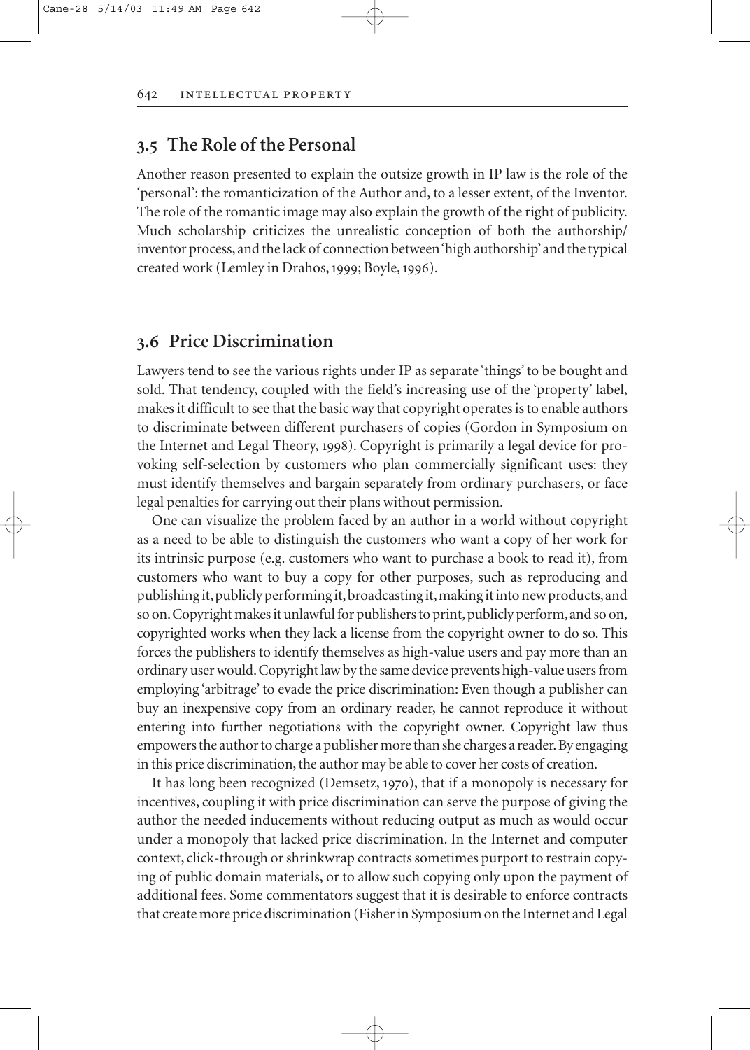## 3.5 The Role of the Personal

Another reason presented to explain the outsize growth in IP law is the role of the 'personal': the romanticization of the Author and, to a lesser extent, of the Inventor. The role of the romantic image may also explain the growth of the right of publicity. Much scholarship criticizes the unrealistic conception of both the authorship/inventor process, and the lack of connection between 'high authorship' and the typical created work (Lemley in Drahos, 1999; Boyle, 1996).

## 3.6 Price Discrimination

Lawyers tend to see the various rights under IP as separate 'things' to be bought and sold. That tendency, coupled with the field's increasing use of the 'property' label, makes it difficult to see that the basic way that copyright operates is to enable authors to discriminate between different purchasers of copies (Gordon in Symposium on the Internet and Legal Theory, 1998). Copyright is primarily a legal device for provoking self-selection by customers who plan commercially significant uses: they must identify themselves and bargain separately from ordinary purchasers, or face legal penalties for carrying out their plans without permission.

One can visualize the problem faced by an author in a world without copyright as a need to be able to distinguish the customers who want a copy of her work for its intrinsic purpose (e.g. customers who want to purchase a book to read it), from customers who want to buy a copy for other purposes, such as reproducing and publishing it, publicly performing it, broadcasting it, making it into new products, and so on. Copyright makes it unlawful for publishers to print, publicly perform, and so on, copyrighted works when they lack a license from the copyright owner to do so. This forces the publishers to identify themselves as high-value users and pay more than an ordinary user would. Copyright law by the same device prevents high-value users from employing 'arbitrage' to evade the price discrimination: Even though a publisher can buy an inexpensive copy from an ordinary reader, he cannot reproduce it without entering into further negotiations with the copyright owner. Copyright law thus empowers the author to charge a publisher more than she charges a reader. By engaging in this price discrimination, the author may be able to cover her costs of creation.

It has long been recognized (Demsetz, 1970), that if a monopoly is necessary for incentives, coupling it with price discrimination can serve the purpose of giving the author the needed inducements without reducing output as much as would occur under a monopoly that lacked price discrimination. In the Internet and computer context, click-through or shrinkwrap contracts sometimes purport to restrain copying of public domain materials, or to allow such copying only upon the payment of additional fees. Some commentators suggest that it is desirable to enforce contracts that create more price discrimination (Fisher in Symposium on the Internet and Legal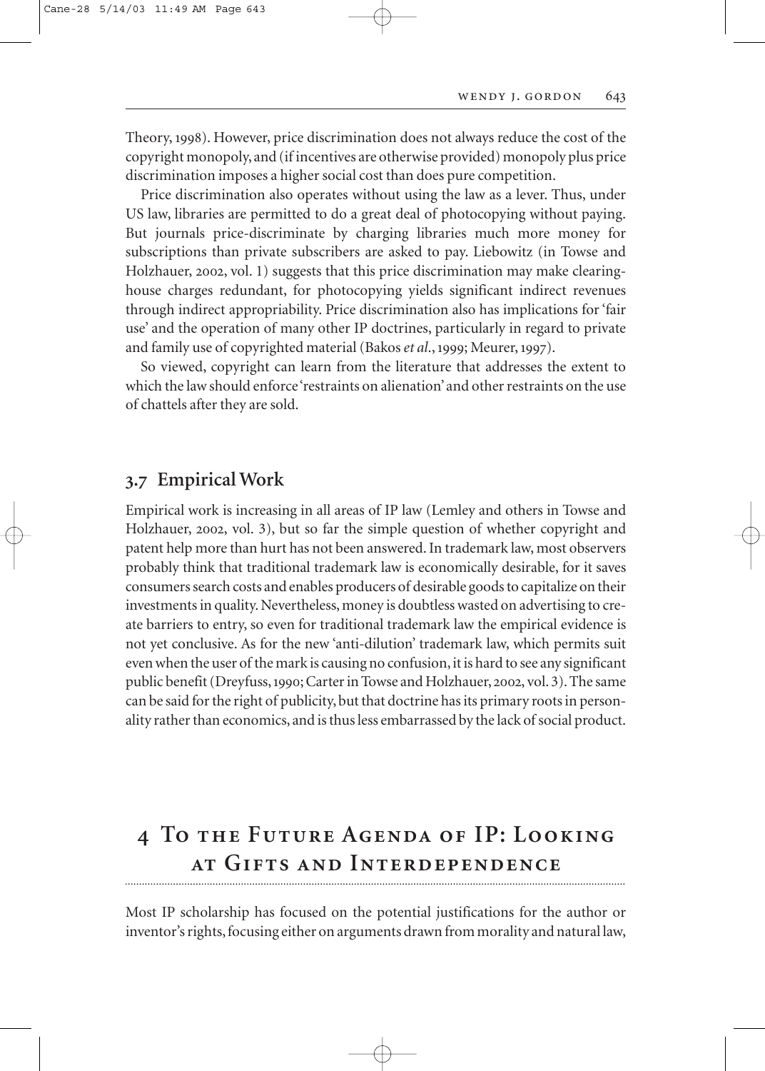Theory, 1998). However, price discrimination does not always reduce the cost of the copyright monopoly, and (if incentives are otherwise provided) monopoly plus price discrimination imposes a higher social cost than does pure competition.

Price discrimination also operates without using the law as a lever. Thus, under US law, libraries are permitted to do a great deal of photocopying without paying. But journals price-discriminate by charging libraries much more money for subscriptions than private subscribers are asked to pay. Liebowitz (in Towse and Holzhauer, 2002, vol. 1) suggests that this price discrimination may make clearing-house charges redundant, for photocopying yields significant indirect revenues through indirect appropriability. Price discrimination also has implications for 'fair use' and the operation of many other IP doctrines, particularly in regard to private and family use of copyrighted material (Bakos *et al.*, 1999; Meurer, 1997).

So viewed, copyright can learn from the literature that addresses the extent to which the law should enforce 'restraints on alienation' and other restraints on the use of chattels after they are sold.

### 3.7 Empirical Work

Empirical work is increasing in all areas of IP law (Lemley and others in Towse and Holzhauer, 2002, vol. 3), but so far the simple question of whether copyright and patent help more than hurt has not been answered. In trademark law, most observers probably think that traditional trademark law is economically desirable, for it saves consumers search costs and enables producers of desirable goods to capitalize on their investments in quality. Nevertheless, money is doubtless wasted on advertising to create barriers to entry, so even for traditional trademark law the empirical evidence is not yet conclusive. As for the new 'anti-dilution' trademark law, which permits suit even when the user of the mark is causing no confusion, it is hard to see any significant public benefit (Dreyfuss, 1990; Carter in Towse and Holzhauer, 2002, vol. 3). The same can be said for the right of publicity, but that doctrine has its primary roots in personality rather than economics, and is thus less embarrassed by the lack of social product.

## 4 To the Future Agenda of IP: Looking at Gifts and Interdependence

Most IP scholarship has focused on the potential justifications for the author or inventor's rights, focusing either on arguments drawn from morality and natural law,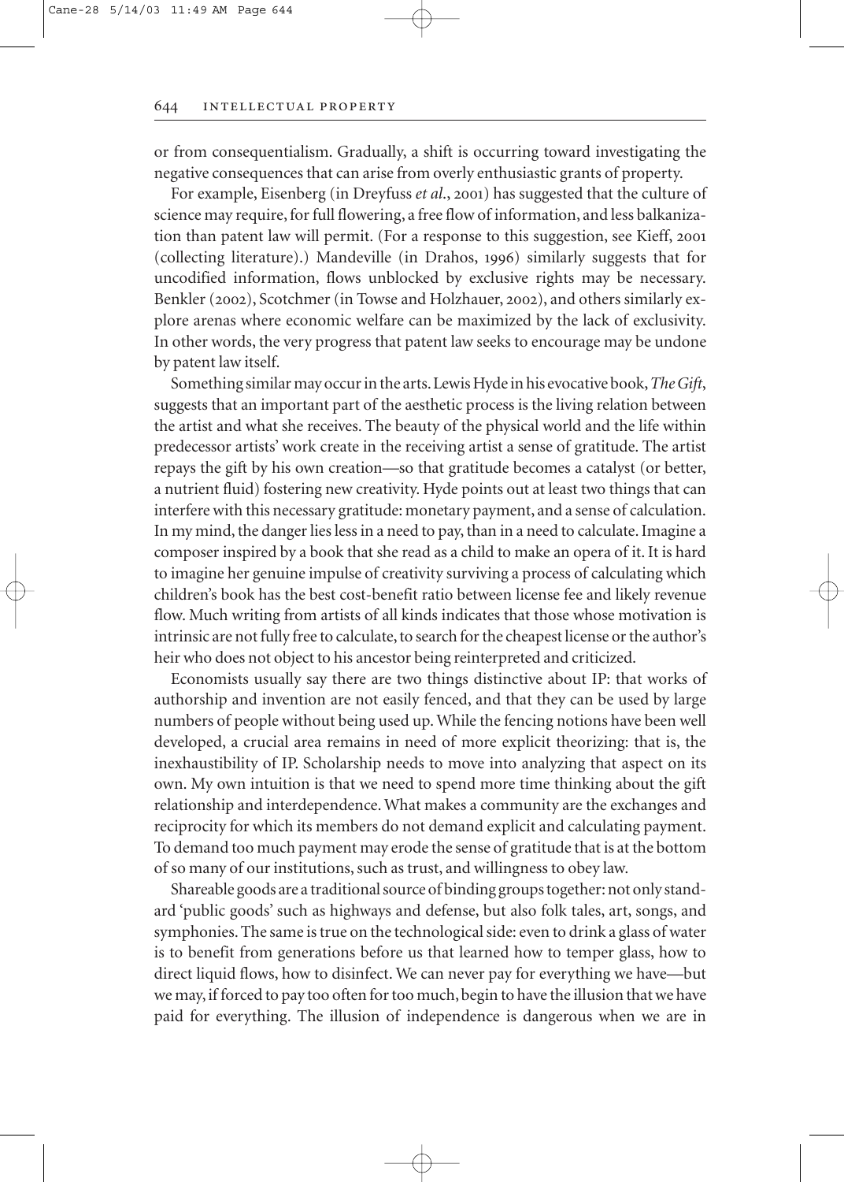or from consequentialism. Gradually, a shift is occurring toward investigating the negative consequences that can arise from overly enthusiastic grants of property.

For example, Eisenberg (in Dreyfuss *et al.*, 2001) has suggested that the culture of science may require, for full flowering, a free flow of information, and less balkanization than patent law will permit. (For a response to this suggestion, see Kieff, 2001 (collecting literature).) Mandeville (in Drahos, 1996) similarly suggests that for uncodified information, flows unblocked by exclusive rights may be necessary. Benkler (2002), Scotchmer (in Towse and Holzhauer, 2002), and others similarly explore arenas where economic welfare can be maximized by the lack of exclusivity. In other words, the very progress that patent law seeks to encourage may be undone by patent law itself.

Something similar may occur in the arts. Lewis Hyde in his evocative book, *The Gift*, suggests that an important part of the aesthetic process is the living relation between the artist and what she receives. The beauty of the physical world and the life within predecessor artists' work create in the receiving artist a sense of gratitude. The artist repays the gift by his own creation—so that gratitude becomes a catalyst (or better, a nutrient fluid) fostering new creativity. Hyde points out at least two things that can interfere with this necessary gratitude: monetary payment, and a sense of calculation. In my mind, the danger lies less in a need to pay, than in a need to calculate. Imagine a composer inspired by a book that she read as a child to make an opera of it. It is hard to imagine her genuine impulse of creativity surviving a process of calculating which children's book has the best cost-benefit ratio between license fee and likely revenue flow. Much writing from artists of all kinds indicates that those whose motivation is intrinsic are not fully free to calculate, to search for the cheapest license or the author's heir who does not object to his ancestor being reinterpreted and criticized.

Economists usually say there are two things distinctive about IP: that works of authorship and invention are not easily fenced, and that they can be used by large numbers of people without being used up. While the fencing notions have been well developed, a crucial area remains in need of more explicit theorizing: that is, the inexhaustibility of IP. Scholarship needs to move into analyzing that aspect on its own. My own intuition is that we need to spend more time thinking about the gift relationship and interdependence. What makes a community are the exchanges and reciprocity for which its members do not demand explicit and calculating payment. To demand too much payment may erode the sense of gratitude that is at the bottom of so many of our institutions, such as trust, and willingness to obey law.

Shareable goods are a traditional source of binding groups together: not only standard 'public goods' such as highways and defense, but also folk tales, art, songs, and symphonies. The same is true on the technological side: even to drink a glass of water is to benefit from generations before us that learned how to temper glass, how to direct liquid flows, how to disinfect. We can never pay for everything we have—but we may, if forced to pay too often for too much, begin to have the illusion that we have paid for everything. The illusion of independence is dangerous when we are in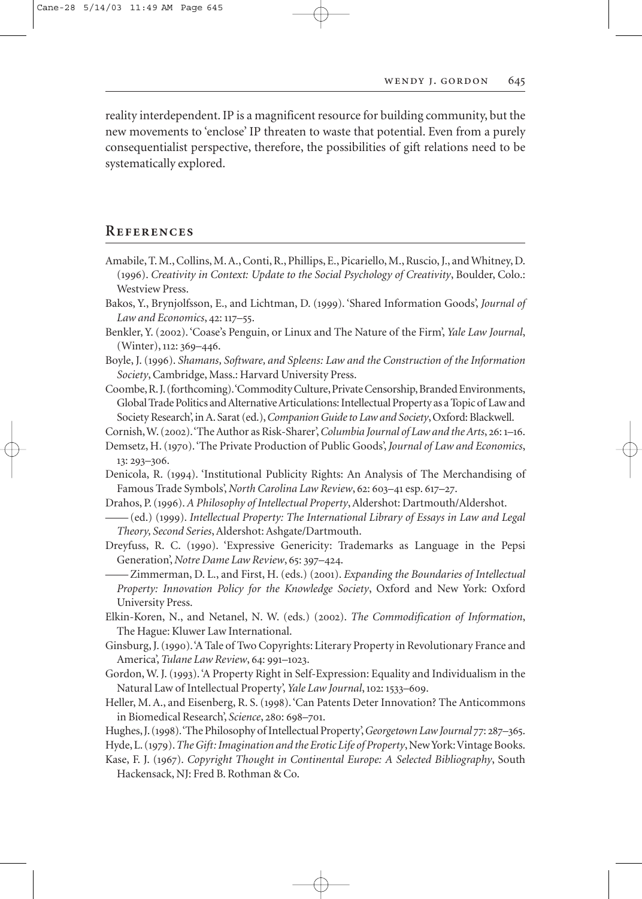reality interdependent. IP is a magnificent resource for building community, but the new movements to 'enclose' IP threaten to waste that potential. Even from a purely consequentialist perspective, therefore, the possibilities of gift relations need to be systematically explored.

## References

Amabile, T. M., Collins, M. A., Conti, R., Phillips, E., Picariello, M., Ruscio, J., and Whitney, D. (1996). *Creativity in Context: Update to the Social Psychology of Creativity*, Boulder, Colo.: Westview Press.

Bakos, Y., Brynjolfsson, E., and Lichtman, D. (1999). 'Shared Information Goods', *Journal of Law and Economics*, 42: 117–55.

Benkler, Y. (2002). 'Coase's Penguin, or Linux and The Nature of the Firm', *Yale Law Journal*, (Winter), 112: 369–446.

Boyle, J. (1996). *Shamans, Software, and Spleens: Law and the Construction of the Information Society*, Cambridge, Mass.: Harvard University Press.

Coombe, R. J. (forthcoming). 'Commodity Culture, Private Censorship, Branded Environments, Global Trade Politics and Alternative Articulations: Intellectual Property as a Topic of Law and Society Research', in A. Sarat (ed.), *Companion Guide to Law and Society*, Oxford: Blackwell.

Cornish, W. (2002). 'The Author as Risk-Sharer', *Columbia Journal of Law and the Arts*, 26: 1–16.

Demsetz, H. (1970). 'The Private Production of Public Goods', *Journal of Law and Economics*, 13: 293–306.

Denicola, R. (1994). 'Institutional Publicity Rights: An Analysis of The Merchandising of Famous Trade Symbols', *North Carolina Law Review*, 62: 603–41 esp. 617–27.

Drahos, P. (1996). *A Philosophy of Intellectual Property*, Aldershot: Dartmouth/Aldershot.

—— (ed.) (1999). *Intellectual Property: The International Library of Essays in Law and Legal Theory, Second Series*, Aldershot: Ashgate/Dartmouth.

Dreyfuss, R. C. (1990). 'Expressive Genericity: Trademarks as Language in the Pepsi Generation', *Notre Dame Law Review*, 65: 397–424.

—— Zimmerman, D. L., and First, H. (eds.) (2001). *Expanding the Boundaries of Intellectual Property: Innovation Policy for the Knowledge Society*, Oxford and New York: Oxford University Press.

Elkin-Koren, N., and Netanel, N. W. (eds.) (2002). *The Commodification of Information*, The Hague: Kluwer Law International.

Ginsburg, J. (1990). 'A Tale of Two Copyrights: Literary Property in Revolutionary France and America', *Tulane Law Review*, 64: 991–1023.

Gordon, W. J. (1993). 'A Property Right in Self-Expression: Equality and Individualism in the Natural Law of Intellectual Property', *Yale Law Journal*, 102: 1533–609.

Heller, M. A., and Eisenberg, R. S. (1998). 'Can Patents Deter Innovation? The Anticommons in Biomedical Research', *Science*, 280: 698–701.

Hughes, J. (1998). 'The Philosophy of Intellectual Property', *Georgetown Law Journal* 77: 287–365.

Hyde, L. (1979). *The Gift: Imagination and the Erotic Life of Property*, New York: Vintage Books.

Kase, F. J. (1967). *Copyright Thought in Continental Europe: A Selected Bibliography*, South Hackensack, NJ: Fred B. Rothman & Co.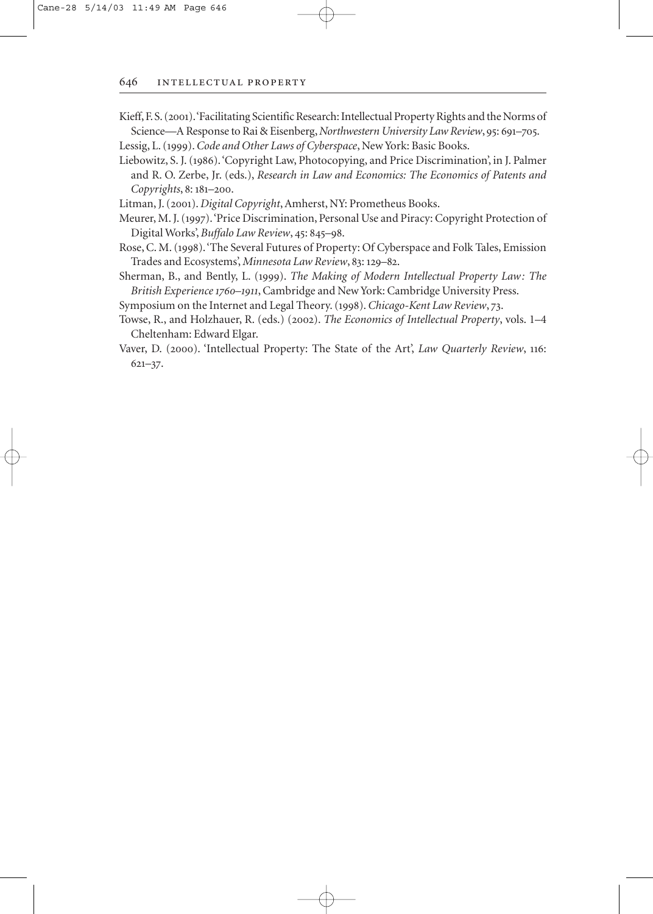Kieff, F. S. (2001). 'Facilitating Scientific Research: Intellectual Property Rights and the Norms of Science—A Response to Rai & Eisenberg, *Northwestern University Law Review*, 95: 691–705.

Lessig, L. (1999). *Code and Other Laws of Cyberspace*, New York: Basic Books.

Liebowitz, S. J. (1986). 'Copyright Law, Photocopying, and Price Discrimination', in J. Palmer and R. O. Zerbe, Jr. (eds.), *Research in Law and Economics: The Economics of Patents and Copyrights*, 8: 181–200.

Litman, J. (2001). *Digital Copyright*, Amherst, NY: Prometheus Books.

Meurer, M. J. (1997). 'Price Discrimination, Personal Use and Piracy: Copyright Protection of Digital Works', *Buffalo Law Review*, 45: 845–98.

Rose, C. M. (1998). 'The Several Futures of Property: Of Cyberspace and Folk Tales, Emission Trades and Ecosystems', *Minnesota Law Review*, 83: 129–82.

Sherman, B., and Bently, L. (1999). *The Making of Modern Intellectual Property Law: The British Experience 1760–1911*, Cambridge and New York: Cambridge University Press.

Symposium on the Internet and Legal Theory. (1998). *Chicago-Kent Law Review*, 73.

Towse, R., and Holzhauer, R. (eds.) (2002). *The Economics of Intellectual Property*, vols. 1–4 Cheltenham: Edward Elgar.

Vaver, D. (2000). 'Intellectual Property: The State of the Art', *Law Quarterly Review*, 116: 621–37.